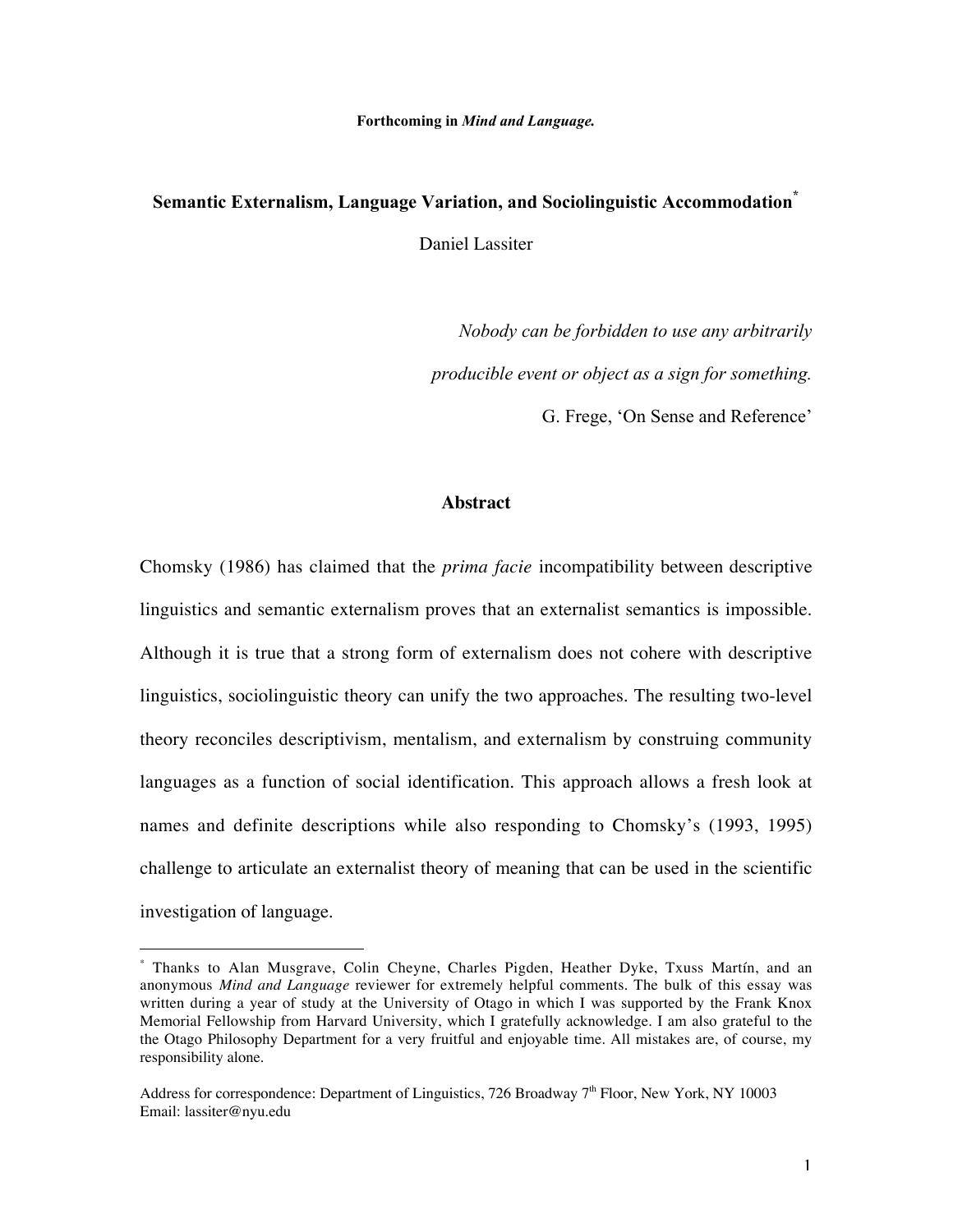**Forthcoming in *Mind and Language.***

# Semantic Externalism, Language Variation, and Sociolinguistic Accommodation[*]

Daniel Lassiter

*Nobody can be forbidden to use any arbitrarily producible event or object as a sign for something.*

G. Frege, 'On Sense and Reference'

## Abstract

Chomsky (1986) has claimed that the *prima facie* incompatibility between descriptive linguistics and semantic externalism proves that an externalist semantics is impossible. Although it is true that a strong form of externalism does not cohere with descriptive linguistics, sociolinguistic theory can unify the two approaches. The resulting two-level theory reconciles descriptivism, mentalism, and externalism by construing community languages as a function of social identification. This approach allows a fresh look at names and definite descriptions while also responding to Chomsky's (1993, 1995) challenge to articulate an externalist theory of meaning that can be used in the scientific investigation of language.

---

[*] Thanks to Alan Musgrave, Colin Cheyne, Charles Pigden, Heather Dyke, Txuss Martín, and an anonymous *Mind and Language* reviewer for extremely helpful comments. The bulk of this essay was written during a year of study at the University of Otago in which I was supported by the Frank Knox Memorial Fellowship from Harvard University, which I gratefully acknowledge. I am also grateful to the the Otago Philosophy Department for a very fruitful and enjoyable time. All mistakes are, of course, my responsibility alone.

Address for correspondence: Department of Linguistics, 726 Broadway 7th Floor, New York, NY 10003
Email: lassiter@nyu.edu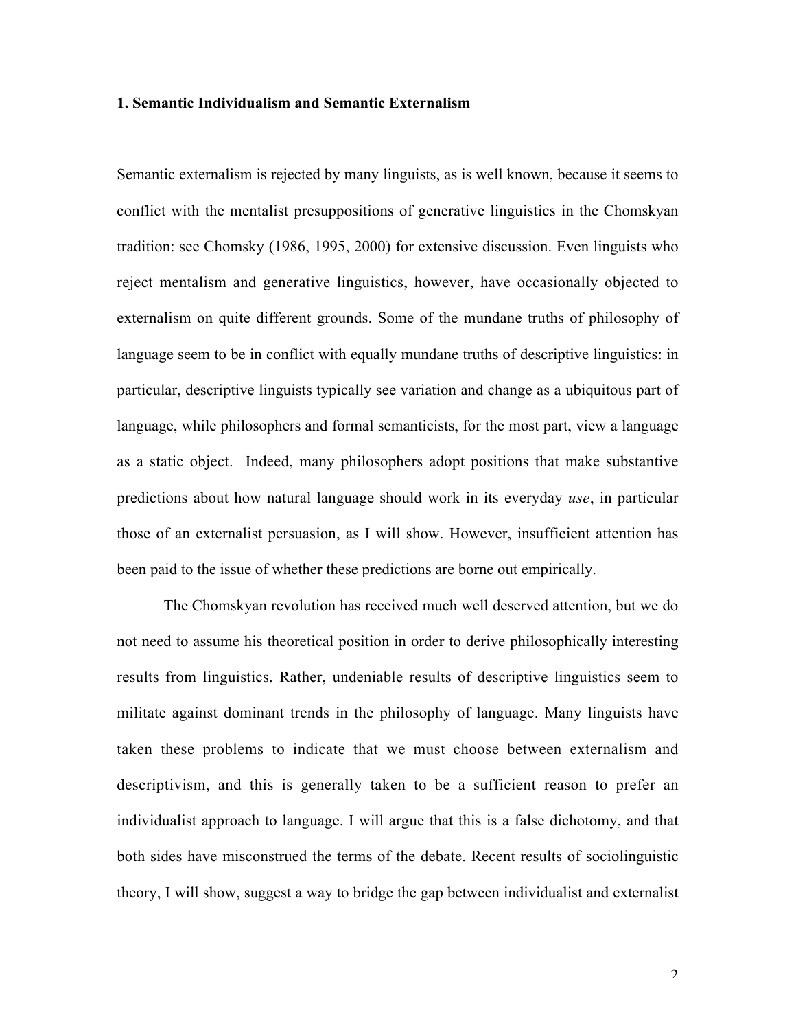### 1. Semantic Individualism and Semantic Externalism

Semantic externalism is rejected by many linguists, as is well known, because it seems to conflict with the mentalist presuppositions of generative linguistics in the Chomskyan tradition: see Chomsky (1986, 1995, 2000) for extensive discussion. Even linguists who reject mentalism and generative linguistics, however, have occasionally objected to externalism on quite different grounds. Some of the mundane truths of philosophy of language seem to be in conflict with equally mundane truths of descriptive linguistics: in particular, descriptive linguists typically see variation and change as a ubiquitous part of language, while philosophers and formal semanticists, for the most part, view a language as a static object. Indeed, many philosophers adopt positions that make substantive predictions about how natural language should work in its everyday *use*, in particular those of an externalist persuasion, as I will show. However, insufficient attention has been paid to the issue of whether these predictions are borne out empirically.

The Chomskyan revolution has received much well deserved attention, but we do not need to assume his theoretical position in order to derive philosophically interesting results from linguistics. Rather, undeniable results of descriptive linguistics seem to militate against dominant trends in the philosophy of language. Many linguists have taken these problems to indicate that we must choose between externalism and descriptivism, and this is generally taken to be a sufficient reason to prefer an individualist approach to language. I will argue that this is a false dichotomy, and that both sides have misconstrued the terms of the debate. Recent results of sociolinguistic theory, I will show, suggest a way to bridge the gap between individualist and externalist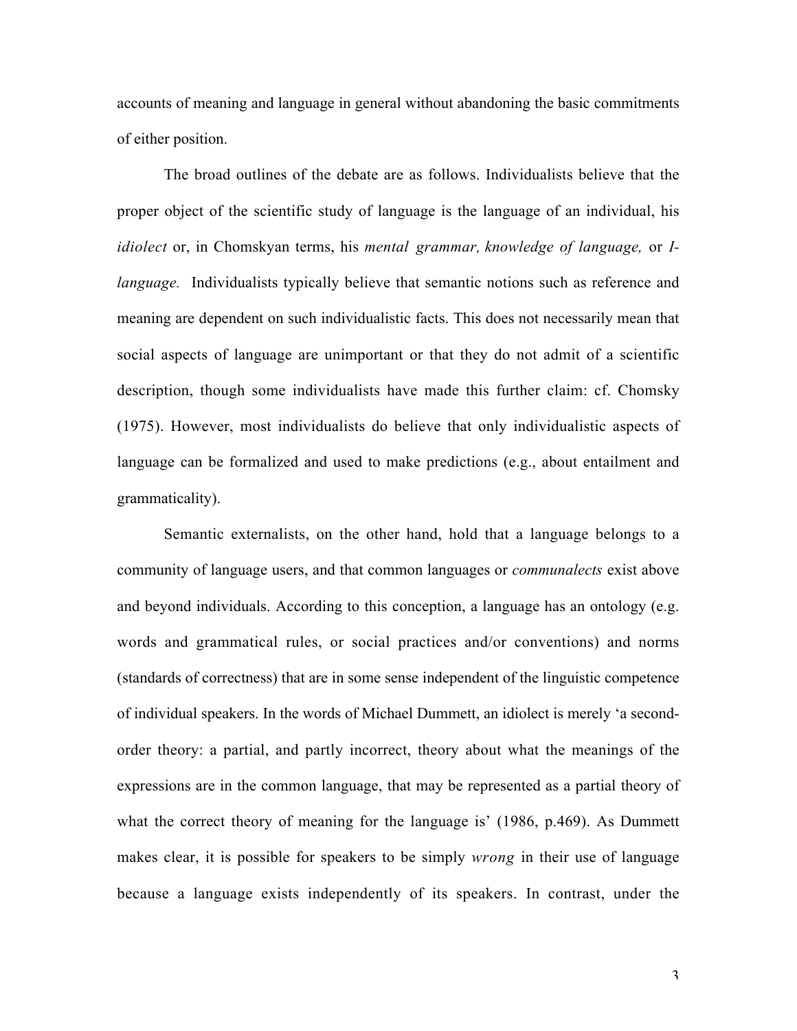accounts of meaning and language in general without abandoning the basic commitments of either position.

The broad outlines of the debate are as follows. Individualists believe that the proper object of the scientific study of language is the language of an individual, his *idiolect* or, in Chomskyan terms, his *mental grammar, knowledge of language,* or *I-language.* Individualists typically believe that semantic notions such as reference and meaning are dependent on such individualistic facts. This does not necessarily mean that social aspects of language are unimportant or that they do not admit of a scientific description, though some individualists have made this further claim: cf. Chomsky (1975). However, most individualists do believe that only individualistic aspects of language can be formalized and used to make predictions (e.g., about entailment and grammaticality).

Semantic externalists, on the other hand, hold that a language belongs to a community of language users, and that common languages or *communalects* exist above and beyond individuals. According to this conception, a language has an ontology (e.g. words and grammatical rules, or social practices and/or conventions) and norms (standards of correctness) that are in some sense independent of the linguistic competence of individual speakers. In the words of Michael Dummett, an idiolect is merely 'a second-order theory: a partial, and partly incorrect, theory about what the meanings of the expressions are in the common language, that may be represented as a partial theory of what the correct theory of meaning for the language is' (1986, p.469). As Dummett makes clear, it is possible for speakers to be simply *wrong* in their use of language because a language exists independently of its speakers. In contrast, under the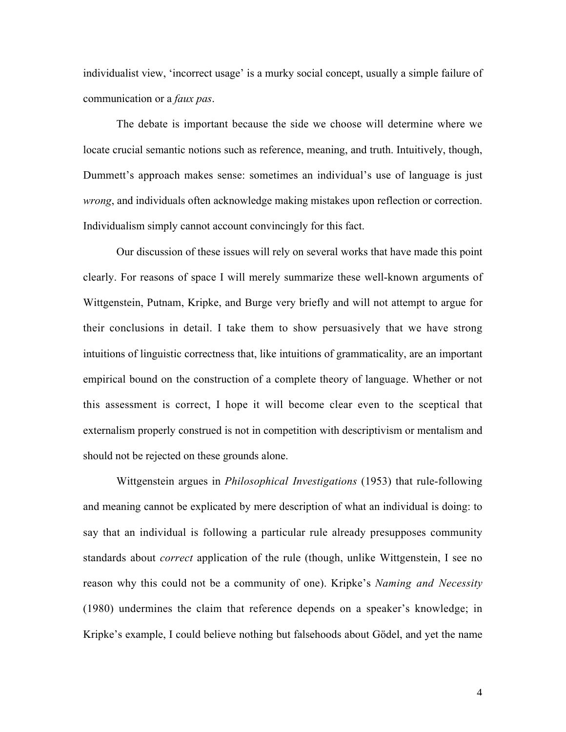individualist view, 'incorrect usage' is a murky social concept, usually a simple failure of communication or a *faux pas*.

The debate is important because the side we choose will determine where we locate crucial semantic notions such as reference, meaning, and truth. Intuitively, though, Dummett's approach makes sense: sometimes an individual's use of language is just *wrong*, and individuals often acknowledge making mistakes upon reflection or correction. Individualism simply cannot account convincingly for this fact.

Our discussion of these issues will rely on several works that have made this point clearly. For reasons of space I will merely summarize these well-known arguments of Wittgenstein, Putnam, Kripke, and Burge very briefly and will not attempt to argue for their conclusions in detail. I take them to show persuasively that we have strong intuitions of linguistic correctness that, like intuitions of grammaticality, are an important empirical bound on the construction of a complete theory of language. Whether or not this assessment is correct, I hope it will become clear even to the sceptical that externalism properly construed is not in competition with descriptivism or mentalism and should not be rejected on these grounds alone.

Wittgenstein argues in *Philosophical Investigations* (1953) that rule-following and meaning cannot be explicated by mere description of what an individual is doing: to say that an individual is following a particular rule already presupposes community standards about *correct* application of the rule (though, unlike Wittgenstein, I see no reason why this could not be a community of one). Kripke's *Naming and Necessity* (1980) undermines the claim that reference depends on a speaker's knowledge; in Kripke's example, I could believe nothing but falsehoods about Gödel, and yet the name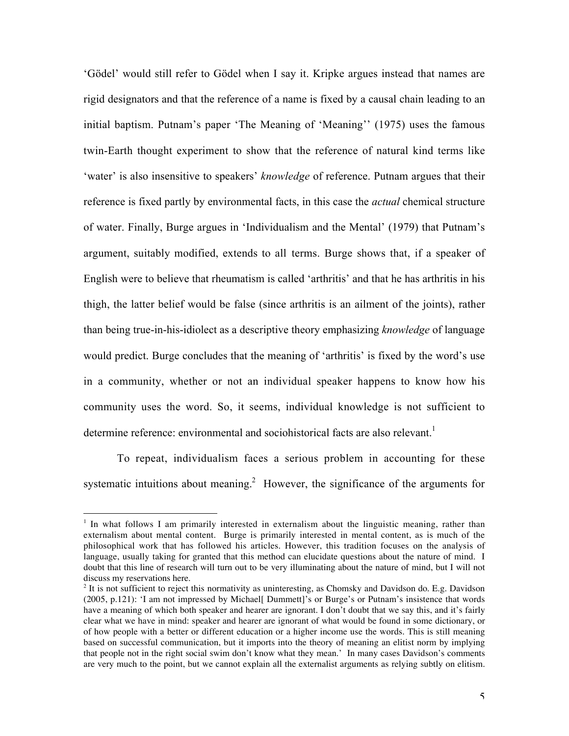'Gödel' would still refer to Gödel when I say it. Kripke argues instead that names are rigid designators and that the reference of a name is fixed by a causal chain leading to an initial baptism. Putnam's paper 'The Meaning of 'Meaning'' (1975) uses the famous twin-Earth thought experiment to show that the reference of natural kind terms like 'water' is also insensitive to speakers' *knowledge* of reference. Putnam argues that their reference is fixed partly by environmental facts, in this case the *actual* chemical structure of water. Finally, Burge argues in 'Individualism and the Mental' (1979) that Putnam's argument, suitably modified, extends to all terms. Burge shows that, if a speaker of English were to believe that rheumatism is called 'arthritis' and that he has arthritis in his thigh, the latter belief would be false (since arthritis is an ailment of the joints), rather than being true-in-his-idiolect as a descriptive theory emphasizing *knowledge* of language would predict. Burge concludes that the meaning of 'arthritis' is fixed by the word's use in a community, whether or not an individual speaker happens to know how his community uses the word. So, it seems, individual knowledge is not sufficient to determine reference: environmental and sociohistorical facts are also relevant.[1]

To repeat, individualism faces a serious problem in accounting for these systematic intuitions about meaning.[2] However, the significance of the arguments for

---

[1] In what follows I am primarily interested in externalism about the linguistic meaning, rather than externalism about mental content. Burge is primarily interested in mental content, as is much of the philosophical work that has followed his articles. However, this tradition focuses on the analysis of language, usually taking for granted that this method can elucidate questions about the nature of mind. I doubt that this line of research will turn out to be very illuminating about the nature of mind, but I will not discuss my reservations here.

[2] It is not sufficient to reject this normativity as uninteresting, as Chomsky and Davidson do. E.g. Davidson (2005, p.121): 'I am not impressed by Michael[ Dummett]'s or Burge's or Putnam's insistence that words have a meaning of which both speaker and hearer are ignorant. I don't doubt that we say this, and it's fairly clear what we have in mind: speaker and hearer are ignorant of what would be found in some dictionary, or of how people with a better or different education or a higher income use the words. This is still meaning based on successful communication, but it imports into the theory of meaning an elitist norm by implying that people not in the right social swim don't know what they mean.' In many cases Davidson's comments are very much to the point, but we cannot explain all the externalist arguments as relying subtly on elitism.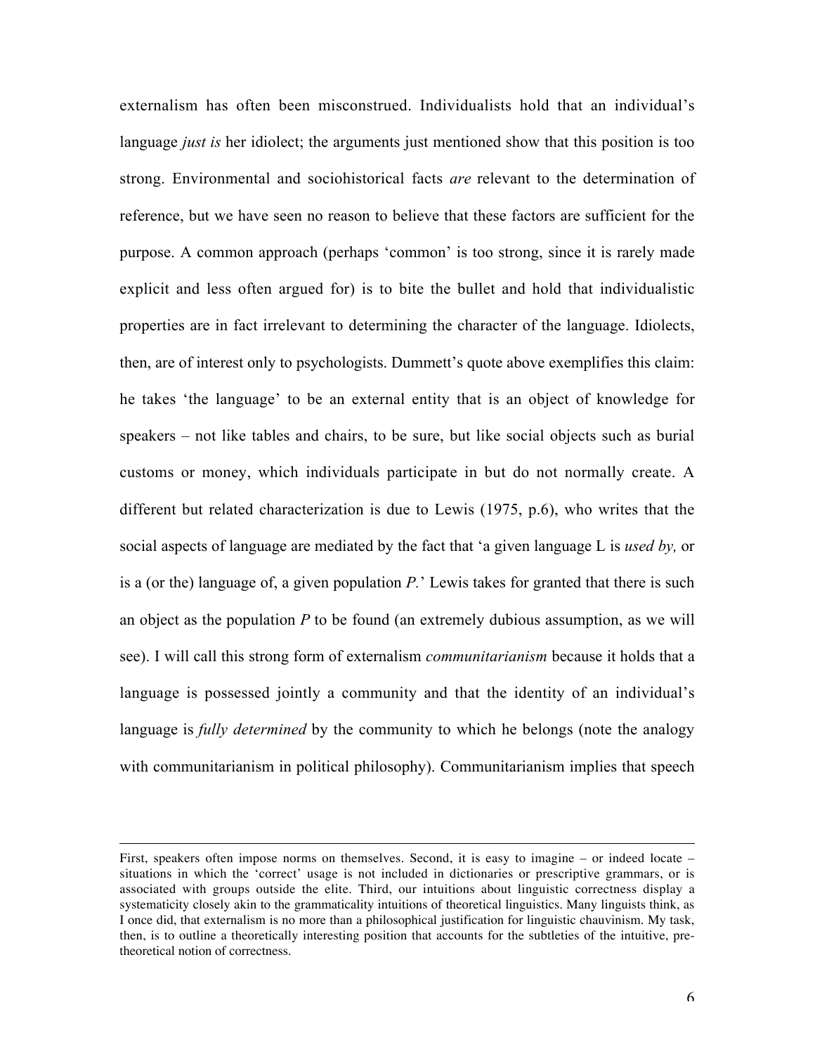externalism has often been misconstrued. Individualists hold that an individual's language *just is* her idiolect; the arguments just mentioned show that this position is too strong. Environmental and sociohistorical facts *are* relevant to the determination of reference, but we have seen no reason to believe that these factors are sufficient for the purpose. A common approach (perhaps 'common' is too strong, since it is rarely made explicit and less often argued for) is to bite the bullet and hold that individualistic properties are in fact irrelevant to determining the character of the language. Idiolects, then, are of interest only to psychologists. Dummett's quote above exemplifies this claim: he takes 'the language' to be an external entity that is an object of knowledge for speakers – not like tables and chairs, to be sure, but like social objects such as burial customs or money, which individuals participate in but do not normally create. A different but related characterization is due to Lewis (1975, p.6), who writes that the social aspects of language are mediated by the fact that 'a given language L is *used by,* or is a (or the) language of, a given population *P.*' Lewis takes for granted that there is such an object as the population *P* to be found (an extremely dubious assumption, as we will see). I will call this strong form of externalism *communitarianism* because it holds that a language is possessed jointly a community and that the identity of an individual's language is *fully determined* by the community to which he belongs (note the analogy with communitarianism in political philosophy). Communitarianism implies that speech

---

First, speakers often impose norms on themselves. Second, it is easy to imagine – or indeed locate – situations in which the 'correct' usage is not included in dictionaries or prescriptive grammars, or is associated with groups outside the elite. Third, our intuitions about linguistic correctness display a systematicity closely akin to the grammaticality intuitions of theoretical linguistics. Many linguists think, as I once did, that externalism is no more than a philosophical justification for linguistic chauvinism. My task, then, is to outline a theoretically interesting position that accounts for the subtleties of the intuitive, pre-theoretical notion of correctness.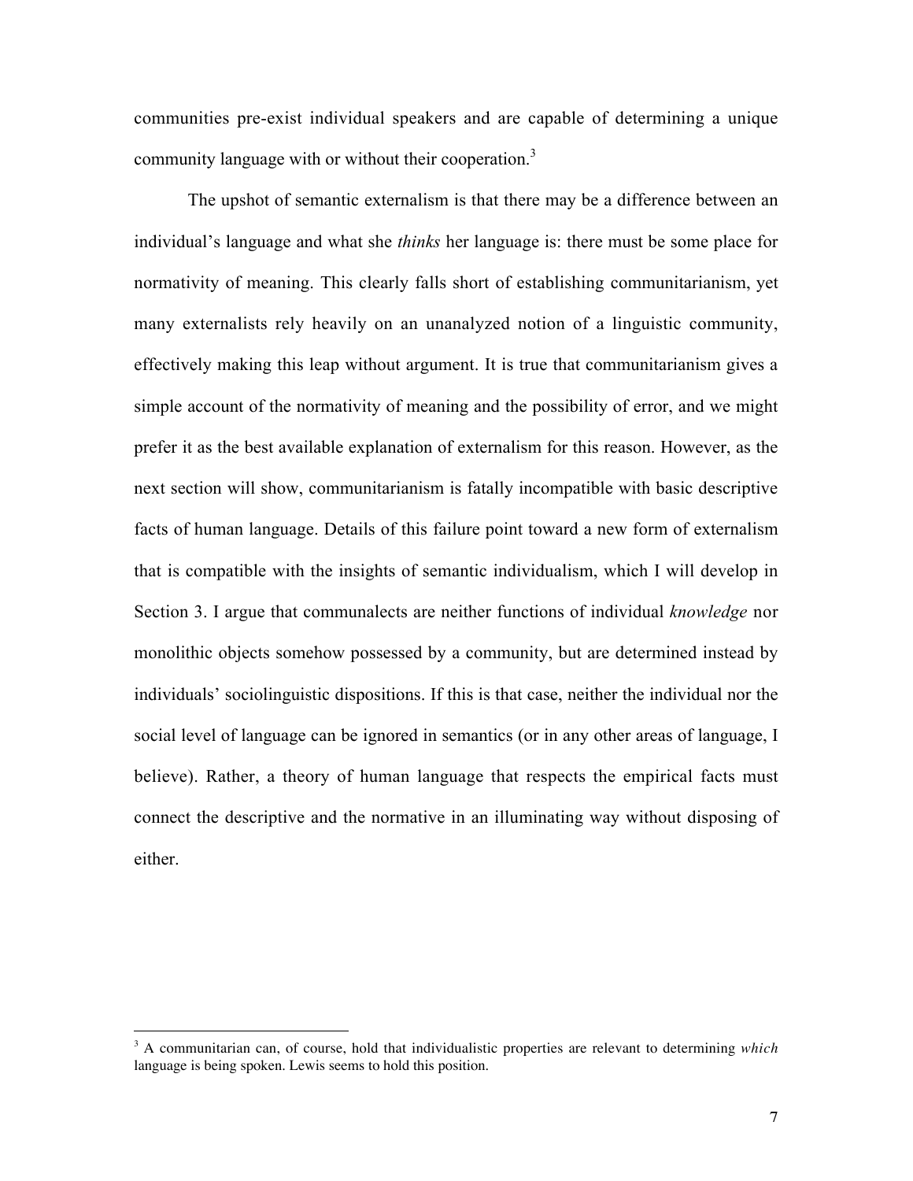communities pre-exist individual speakers and are capable of determining a unique community language with or without their cooperation.[3]

The upshot of semantic externalism is that there may be a difference between an individual's language and what she *thinks* her language is: there must be some place for normativity of meaning. This clearly falls short of establishing communitarianism, yet many externalists rely heavily on an unanalyzed notion of a linguistic community, effectively making this leap without argument. It is true that communitarianism gives a simple account of the normativity of meaning and the possibility of error, and we might prefer it as the best available explanation of externalism for this reason. However, as the next section will show, communitarianism is fatally incompatible with basic descriptive facts of human language. Details of this failure point toward a new form of externalism that is compatible with the insights of semantic individualism, which I will develop in Section 3. I argue that communalects are neither functions of individual *knowledge* nor monolithic objects somehow possessed by a community, but are determined instead by individuals' sociolinguistic dispositions. If this is that case, neither the individual nor the social level of language can be ignored in semantics (or in any other areas of language, I believe). Rather, a theory of human language that respects the empirical facts must connect the descriptive and the normative in an illuminating way without disposing of either.

---

[3] A communitarian can, of course, hold that individualistic properties are relevant to determining *which* language is being spoken. Lewis seems to hold this position.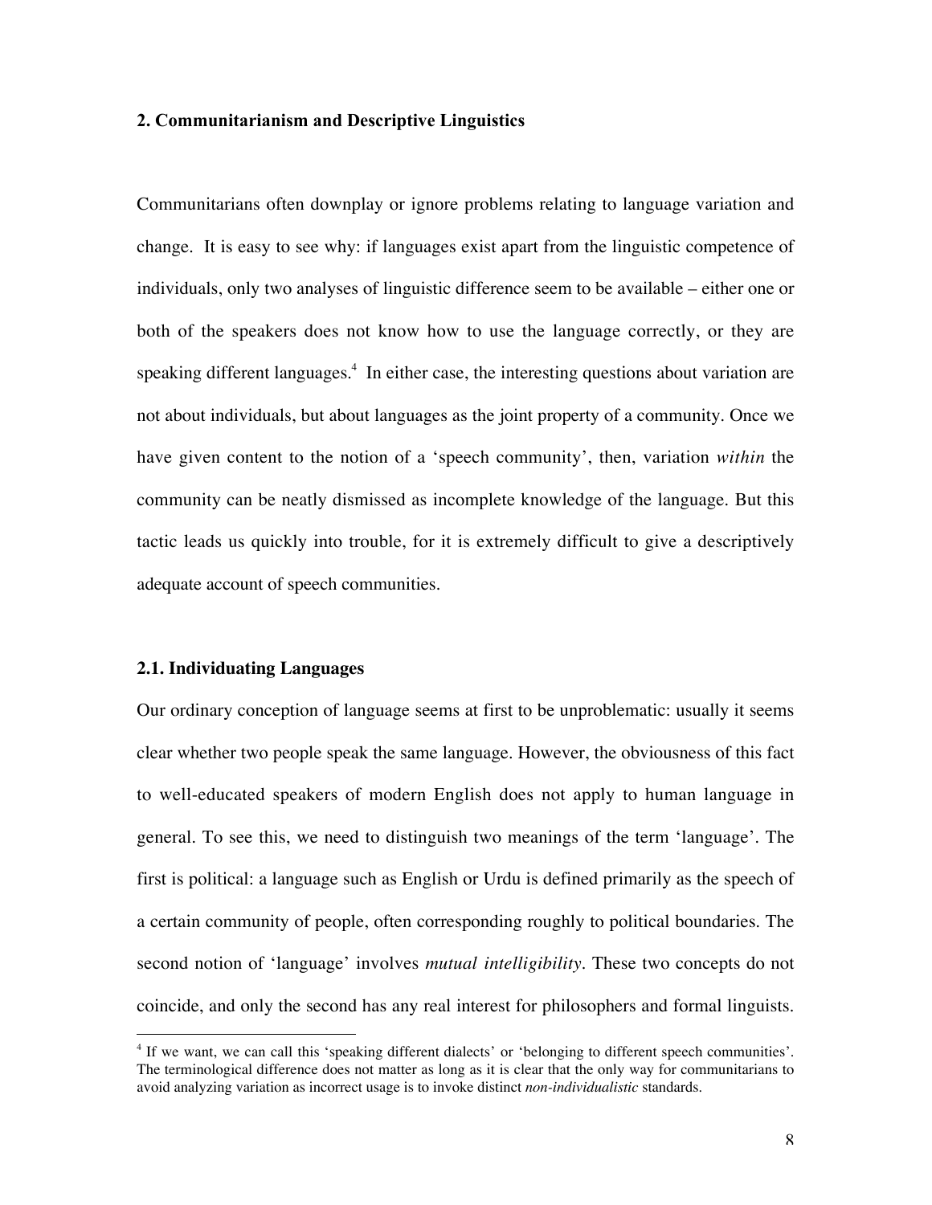## 2. Communitarianism and Descriptive Linguistics

Communitarians often downplay or ignore problems relating to language variation and change. It is easy to see why: if languages exist apart from the linguistic competence of individuals, only two analyses of linguistic difference seem to be available – either one or both of the speakers does not know how to use the language correctly, or they are speaking different languages.[4] In either case, the interesting questions about variation are not about individuals, but about languages as the joint property of a community. Once we have given content to the notion of a 'speech community', then, variation *within* the community can be neatly dismissed as incomplete knowledge of the language. But this tactic leads us quickly into trouble, for it is extremely difficult to give a descriptively adequate account of speech communities.

### 2.1. Individuating Languages

Our ordinary conception of language seems at first to be unproblematic: usually it seems clear whether two people speak the same language. However, the obviousness of this fact to well-educated speakers of modern English does not apply to human language in general. To see this, we need to distinguish two meanings of the term 'language'. The first is political: a language such as English or Urdu is defined primarily as the speech of a certain community of people, often corresponding roughly to political boundaries. The second notion of 'language' involves *mutual intelligibility*. These two concepts do not coincide, and only the second has any real interest for philosophers and formal linguists.

[4] If we want, we can call this 'speaking different dialects' or 'belonging to different speech communities'. The terminological difference does not matter as long as it is clear that the only way for communitarians to avoid analyzing variation as incorrect usage is to invoke distinct *non-individualistic* standards.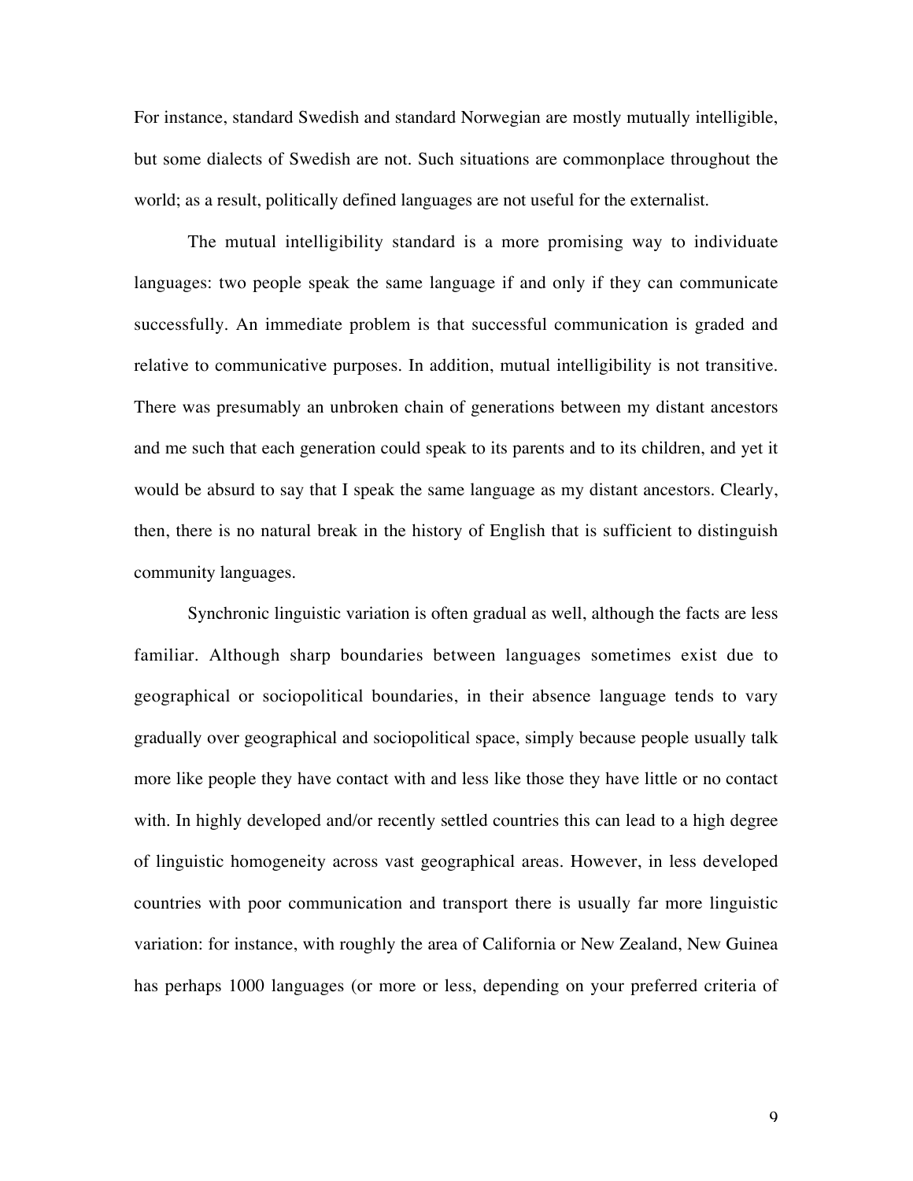For instance, standard Swedish and standard Norwegian are mostly mutually intelligible, but some dialects of Swedish are not. Such situations are commonplace throughout the world; as a result, politically defined languages are not useful for the externalist.

The mutual intelligibility standard is a more promising way to individuate languages: two people speak the same language if and only if they can communicate successfully. An immediate problem is that successful communication is graded and relative to communicative purposes. In addition, mutual intelligibility is not transitive. There was presumably an unbroken chain of generations between my distant ancestors and me such that each generation could speak to its parents and to its children, and yet it would be absurd to say that I speak the same language as my distant ancestors. Clearly, then, there is no natural break in the history of English that is sufficient to distinguish community languages.

Synchronic linguistic variation is often gradual as well, although the facts are less familiar. Although sharp boundaries between languages sometimes exist due to geographical or sociopolitical boundaries, in their absence language tends to vary gradually over geographical and sociopolitical space, simply because people usually talk more like people they have contact with and less like those they have little or no contact with. In highly developed and/or recently settled countries this can lead to a high degree of linguistic homogeneity across vast geographical areas. However, in less developed countries with poor communication and transport there is usually far more linguistic variation: for instance, with roughly the area of California or New Zealand, New Guinea has perhaps 1000 languages (or more or less, depending on your preferred criteria of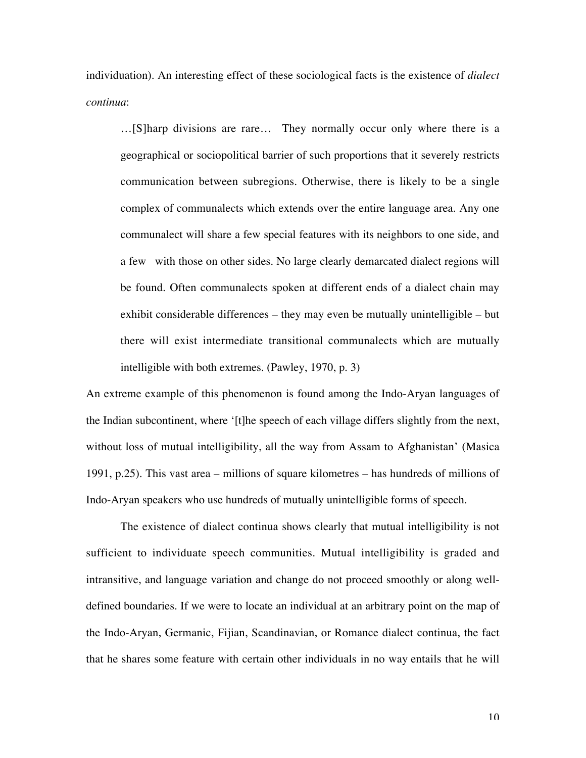individuation). An interesting effect of these sociological facts is the existence of *dialect continua*:

> …[S]harp divisions are rare… They normally occur only where there is a geographical or sociopolitical barrier of such proportions that it severely restricts communication between subregions. Otherwise, there is likely to be a single complex of communalects which extends over the entire language area. Any one communalect will share a few special features with its neighbors to one side, and a few with those on other sides. No large clearly demarcated dialect regions will be found. Often communalects spoken at different ends of a dialect chain may exhibit considerable differences – they may even be mutually unintelligible – but there will exist intermediate transitional communalects which are mutually intelligible with both extremes. (Pawley, 1970, p. 3)

An extreme example of this phenomenon is found among the Indo-Aryan languages of the Indian subcontinent, where '[t]he speech of each village differs slightly from the next, without loss of mutual intelligibility, all the way from Assam to Afghanistan' (Masica 1991, p.25). This vast area – millions of square kilometres – has hundreds of millions of Indo-Aryan speakers who use hundreds of mutually unintelligible forms of speech.

The existence of dialect continua shows clearly that mutual intelligibility is not sufficient to individuate speech communities. Mutual intelligibility is graded and intransitive, and language variation and change do not proceed smoothly or along well-defined boundaries. If we were to locate an individual at an arbitrary point on the map of the Indo-Aryan, Germanic, Fijian, Scandinavian, or Romance dialect continua, the fact that he shares some feature with certain other individuals in no way entails that he will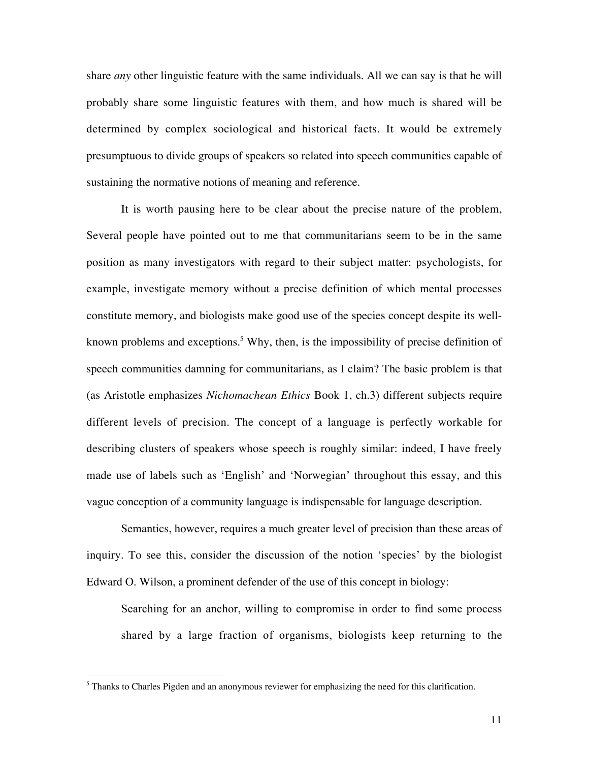share *any* other linguistic feature with the same individuals. All we can say is that he will probably share some linguistic features with them, and how much is shared will be determined by complex sociological and historical facts. It would be extremely presumptuous to divide groups of speakers so related into speech communities capable of sustaining the normative notions of meaning and reference.

It is worth pausing here to be clear about the precise nature of the problem, Several people have pointed out to me that communitarians seem to be in the same position as many investigators with regard to their subject matter: psychologists, for example, investigate memory without a precise definition of which mental processes constitute memory, and biologists make good use of the species concept despite its well-known problems and exceptions.[5] Why, then, is the impossibility of precise definition of speech communities damning for communitarians, as I claim? The basic problem is that (as Aristotle emphasizes *Nichomachean Ethics* Book 1, ch.3) different subjects require different levels of precision. The concept of a language is perfectly workable for describing clusters of speakers whose speech is roughly similar: indeed, I have freely made use of labels such as 'English' and 'Norwegian' throughout this essay, and this vague conception of a community language is indispensable for language description.

Semantics, however, requires a much greater level of precision than these areas of inquiry. To see this, consider the discussion of the notion 'species' by the biologist Edward O. Wilson, a prominent defender of the use of this concept in biology:

> Searching for an anchor, willing to compromise in order to find some process shared by a large fraction of organisms, biologists keep returning to the

---

[5] Thanks to Charles Pigden and an anonymous reviewer for emphasizing the need for this clarification.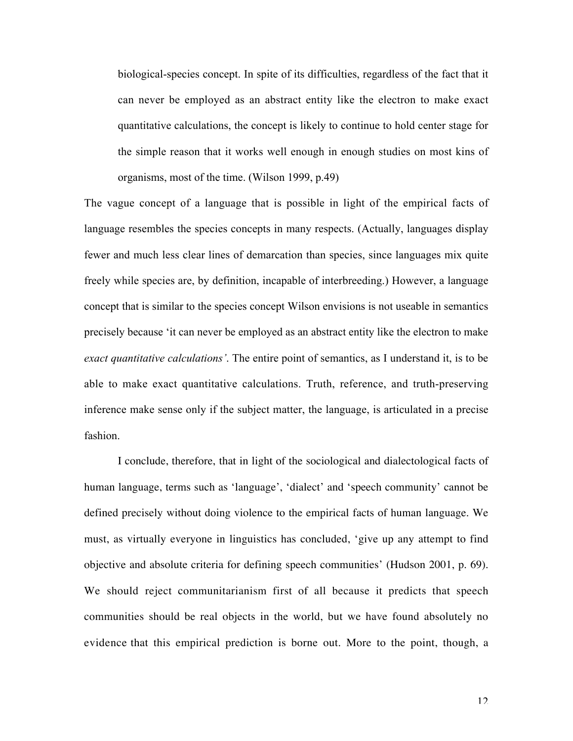> biological-species concept. In spite of its difficulties, regardless of the fact that it can never be employed as an abstract entity like the electron to make exact quantitative calculations, the concept is likely to continue to hold center stage for the simple reason that it works well enough in enough studies on most kins of organisms, most of the time. (Wilson 1999, p.49)

The vague concept of a language that is possible in light of the empirical facts of language resembles the species concepts in many respects. (Actually, languages display fewer and much less clear lines of demarcation than species, since languages mix quite freely while species are, by definition, incapable of interbreeding.) However, a language concept that is similar to the species concept Wilson envisions is not useable in semantics precisely because 'it can never be employed as an abstract entity like the electron to make *exact quantitative calculations'*. The entire point of semantics, as I understand it, is to be able to make exact quantitative calculations. Truth, reference, and truth-preserving inference make sense only if the subject matter, the language, is articulated in a precise fashion.

I conclude, therefore, that in light of the sociological and dialectological facts of human language, terms such as 'language', 'dialect' and 'speech community' cannot be defined precisely without doing violence to the empirical facts of human language. We must, as virtually everyone in linguistics has concluded, 'give up any attempt to find objective and absolute criteria for defining speech communities' (Hudson 2001, p. 69). We should reject communitarianism first of all because it predicts that speech communities should be real objects in the world, but we have found absolutely no evidence that this empirical prediction is borne out. More to the point, though, a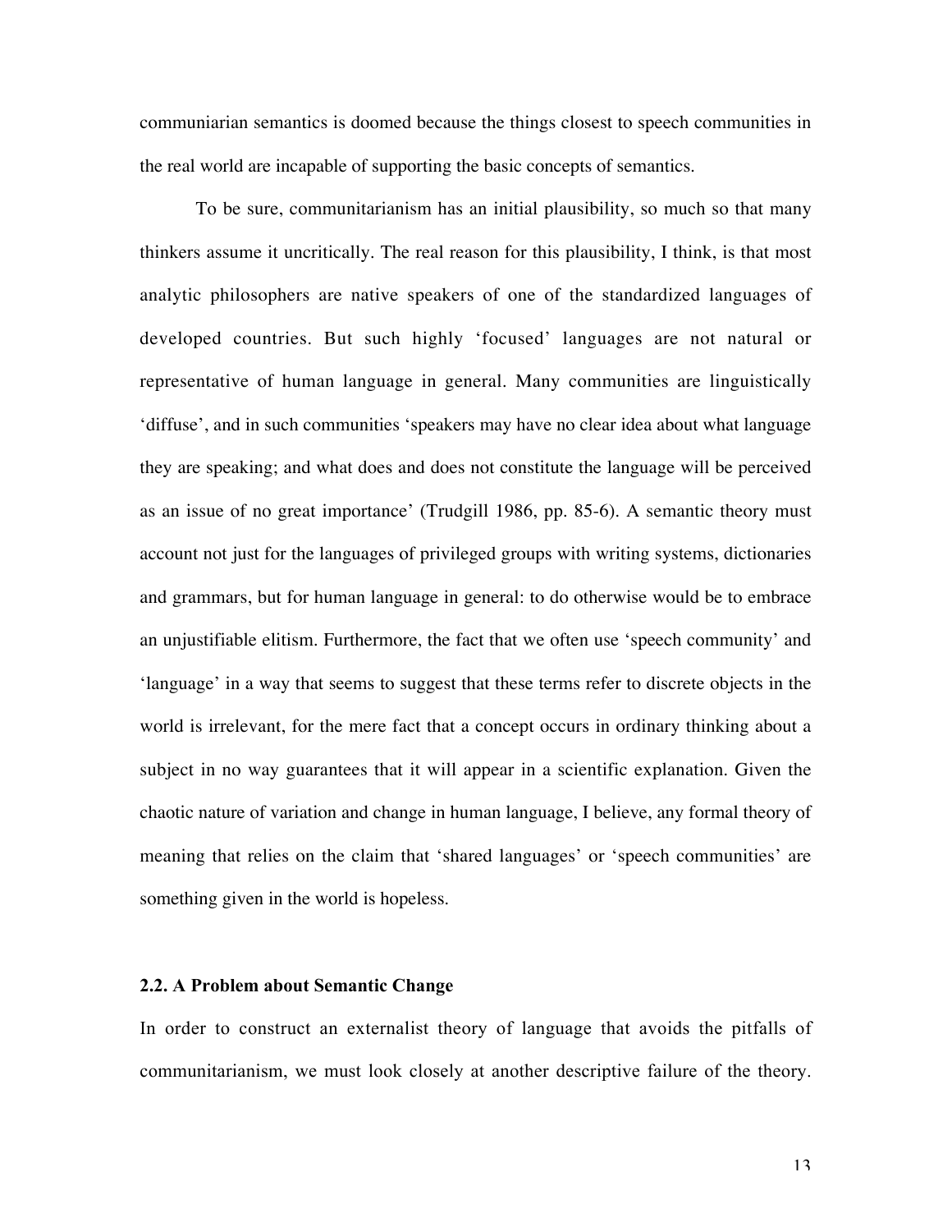communiarian semantics is doomed because the things closest to speech communities in the real world are incapable of supporting the basic concepts of semantics.

To be sure, communitarianism has an initial plausibility, so much so that many thinkers assume it uncritically. The real reason for this plausibility, I think, is that most analytic philosophers are native speakers of one of the standardized languages of developed countries. But such highly 'focused' languages are not natural or representative of human language in general. Many communities are linguistically 'diffuse', and in such communities 'speakers may have no clear idea about what language they are speaking; and what does and does not constitute the language will be perceived as an issue of no great importance' (Trudgill 1986, pp. 85-6). A semantic theory must account not just for the languages of privileged groups with writing systems, dictionaries and grammars, but for human language in general: to do otherwise would be to embrace an unjustifiable elitism. Furthermore, the fact that we often use 'speech community' and 'language' in a way that seems to suggest that these terms refer to discrete objects in the world is irrelevant, for the mere fact that a concept occurs in ordinary thinking about a subject in no way guarantees that it will appear in a scientific explanation. Given the chaotic nature of variation and change in human language, I believe, any formal theory of meaning that relies on the claim that 'shared languages' or 'speech communities' are something given in the world is hopeless.

### 2.2. A Problem about Semantic Change

In order to construct an externalist theory of language that avoids the pitfalls of communitarianism, we must look closely at another descriptive failure of the theory.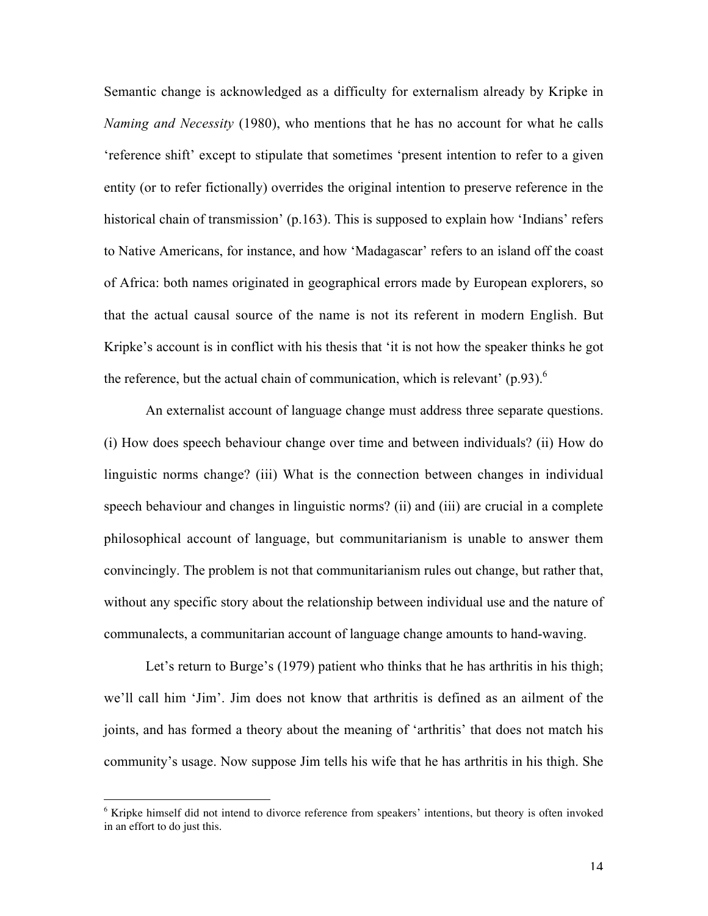Semantic change is acknowledged as a difficulty for externalism already by Kripke in *Naming and Necessity* (1980), who mentions that he has no account for what he calls 'reference shift' except to stipulate that sometimes 'present intention to refer to a given entity (or to refer fictionally) overrides the original intention to preserve reference in the historical chain of transmission' (p.163). This is supposed to explain how 'Indians' refers to Native Americans, for instance, and how 'Madagascar' refers to an island off the coast of Africa: both names originated in geographical errors made by European explorers, so that the actual causal source of the name is not its referent in modern English. But Kripke's account is in conflict with his thesis that 'it is not how the speaker thinks he got the reference, but the actual chain of communication, which is relevant' (p.93).[6]

An externalist account of language change must address three separate questions. (i) How does speech behaviour change over time and between individuals? (ii) How do linguistic norms change? (iii) What is the connection between changes in individual speech behaviour and changes in linguistic norms? (ii) and (iii) are crucial in a complete philosophical account of language, but communitarianism is unable to answer them convincingly. The problem is not that communitarianism rules out change, but rather that, without any specific story about the relationship between individual use and the nature of communalects, a communitarian account of language change amounts to hand-waving.

Let's return to Burge's (1979) patient who thinks that he has arthritis in his thigh; we'll call him 'Jim'. Jim does not know that arthritis is defined as an ailment of the joints, and has formed a theory about the meaning of 'arthritis' that does not match his community's usage. Now suppose Jim tells his wife that he has arthritis in his thigh. She

---

[6] Kripke himself did not intend to divorce reference from speakers' intentions, but theory is often invoked in an effort to do just this.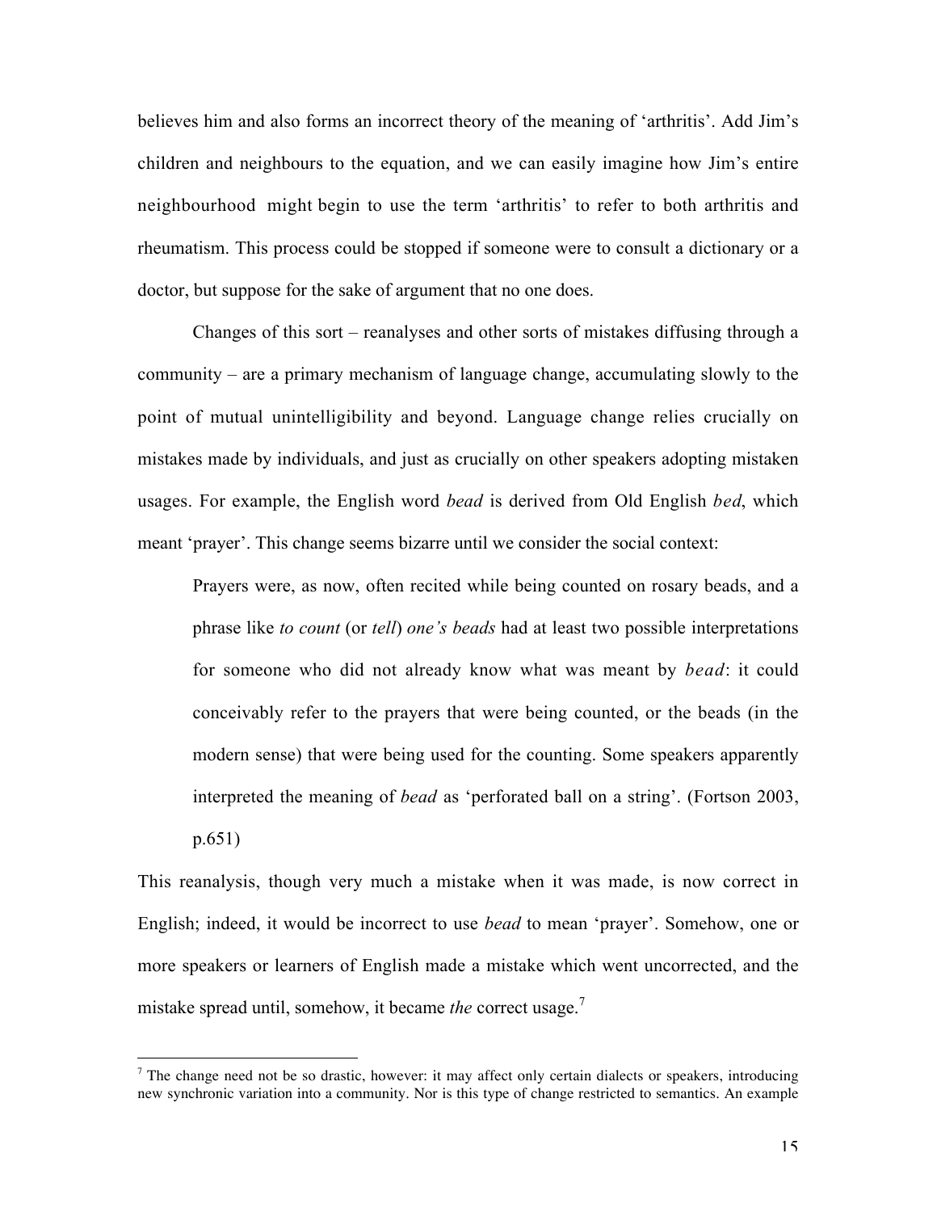believes him and also forms an incorrect theory of the meaning of 'arthritis'. Add Jim's children and neighbours to the equation, and we can easily imagine how Jim's entire neighbourhood might begin to use the term 'arthritis' to refer to both arthritis and rheumatism. This process could be stopped if someone were to consult a dictionary or a doctor, but suppose for the sake of argument that no one does.

Changes of this sort – reanalyses and other sorts of mistakes diffusing through a community – are a primary mechanism of language change, accumulating slowly to the point of mutual unintelligibility and beyond. Language change relies crucially on mistakes made by individuals, and just as crucially on other speakers adopting mistaken usages. For example, the English word *bead* is derived from Old English *bed*, which meant 'prayer'. This change seems bizarre until we consider the social context:

> Prayers were, as now, often recited while being counted on rosary beads, and a phrase like *to count* (or *tell*) *one's beads* had at least two possible interpretations for someone who did not already know what was meant by *bead*: it could conceivably refer to the prayers that were being counted, or the beads (in the modern sense) that were being used for the counting. Some speakers apparently interpreted the meaning of *bead* as 'perforated ball on a string'. (Fortson 2003, p.651)

This reanalysis, though very much a mistake when it was made, is now correct in English; indeed, it would be incorrect to use *bead* to mean 'prayer'. Somehow, one or more speakers or learners of English made a mistake which went uncorrected, and the mistake spread until, somehow, it became *the* correct usage.[7]

---

[7] The change need not be so drastic, however: it may affect only certain dialects or speakers, introducing new synchronic variation into a community. Nor is this type of change restricted to semantics. An example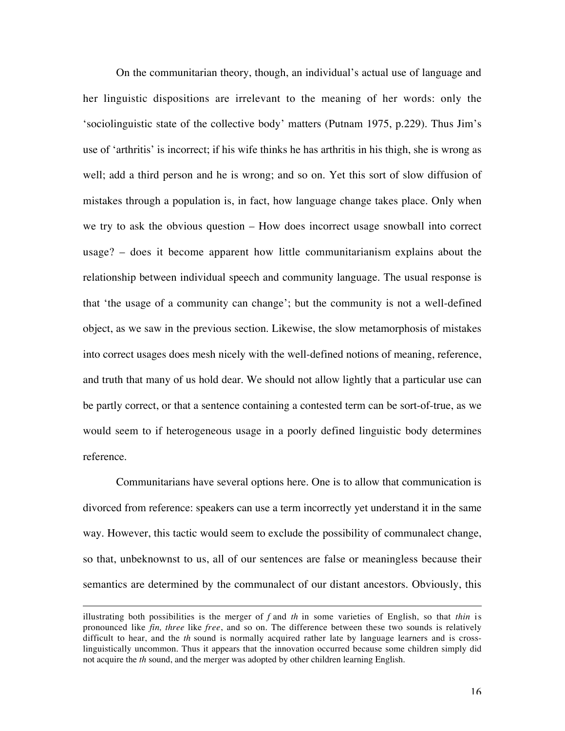On the communitarian theory, though, an individual's actual use of language and her linguistic dispositions are irrelevant to the meaning of her words: only the 'sociolinguistic state of the collective body' matters (Putnam 1975, p.229). Thus Jim's use of 'arthritis' is incorrect; if his wife thinks he has arthritis in his thigh, she is wrong as well; add a third person and he is wrong; and so on. Yet this sort of slow diffusion of mistakes through a population is, in fact, how language change takes place. Only when we try to ask the obvious question – How does incorrect usage snowball into correct usage? – does it become apparent how little communitarianism explains about the relationship between individual speech and community language. The usual response is that 'the usage of a community can change'; but the community is not a well-defined object, as we saw in the previous section. Likewise, the slow metamorphosis of mistakes into correct usages does mesh nicely with the well-defined notions of meaning, reference, and truth that many of us hold dear. We should not allow lightly that a particular use can be partly correct, or that a sentence containing a contested term can be sort-of-true, as we would seem to if heterogeneous usage in a poorly defined linguistic body determines reference.

Communitarians have several options here. One is to allow that communication is divorced from reference: speakers can use a term incorrectly yet understand it in the same way. However, this tactic would seem to exclude the possibility of communalect change, so that, unbeknownst to us, all of our sentences are false or meaningless because their semantics are determined by the communalect of our distant ancestors. Obviously, this

---

illustrating both possibilities is the merger of *f* and *th* in some varieties of English, so that *thin* is pronounced like *fin, three* like *free*, and so on. The difference between these two sounds is relatively difficult to hear, and the *th* sound is normally acquired rather late by language learners and is cross-linguistically uncommon. Thus it appears that the innovation occurred because some children simply did not acquire the *th* sound, and the merger was adopted by other children learning English.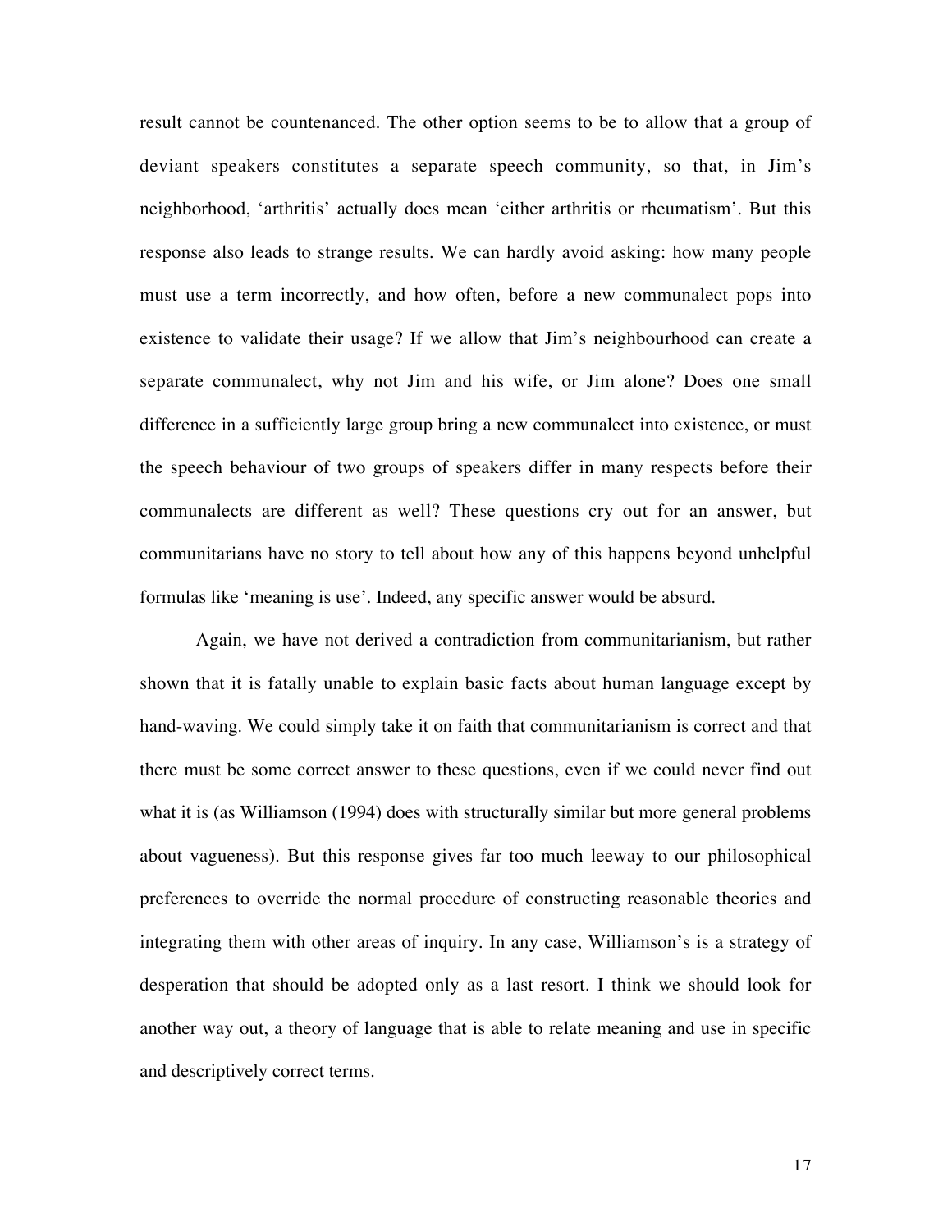result cannot be countenanced. The other option seems to be to allow that a group of deviant speakers constitutes a separate speech community, so that, in Jim's neighborhood, 'arthritis' actually does mean 'either arthritis or rheumatism'. But this response also leads to strange results. We can hardly avoid asking: how many people must use a term incorrectly, and how often, before a new communalect pops into existence to validate their usage? If we allow that Jim's neighbourhood can create a separate communalect, why not Jim and his wife, or Jim alone? Does one small difference in a sufficiently large group bring a new communalect into existence, or must the speech behaviour of two groups of speakers differ in many respects before their communalects are different as well? These questions cry out for an answer, but communitarians have no story to tell about how any of this happens beyond unhelpful formulas like 'meaning is use'. Indeed, any specific answer would be absurd.

Again, we have not derived a contradiction from communitarianism, but rather shown that it is fatally unable to explain basic facts about human language except by hand-waving. We could simply take it on faith that communitarianism is correct and that there must be some correct answer to these questions, even if we could never find out what it is (as Williamson (1994) does with structurally similar but more general problems about vagueness). But this response gives far too much leeway to our philosophical preferences to override the normal procedure of constructing reasonable theories and integrating them with other areas of inquiry. In any case, Williamson's is a strategy of desperation that should be adopted only as a last resort. I think we should look for another way out, a theory of language that is able to relate meaning and use in specific and descriptively correct terms.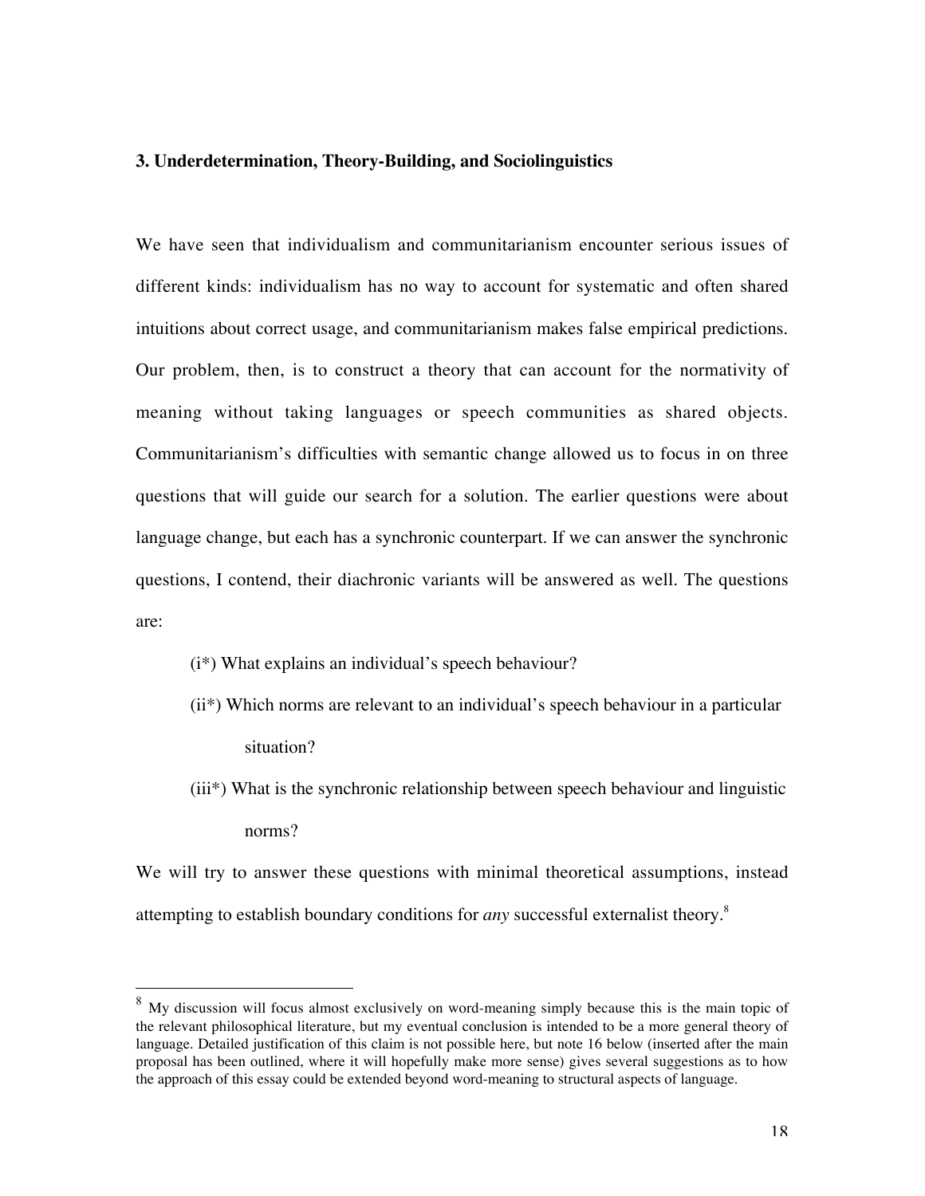## 3. Underdetermination, Theory-Building, and Sociolinguistics

We have seen that individualism and communitarianism encounter serious issues of different kinds: individualism has no way to account for systematic and often shared intuitions about correct usage, and communitarianism makes false empirical predictions. Our problem, then, is to construct a theory that can account for the normativity of meaning without taking languages or speech communities as shared objects. Communitarianism's difficulties with semantic change allowed us to focus in on three questions that will guide our search for a solution. The earlier questions were about language change, but each has a synchronic counterpart. If we can answer the synchronic questions, I contend, their diachronic variants will be answered as well. The questions are:

> (i*) What explains an individual's speech behaviour?
>
> (ii*) Which norms are relevant to an individual's speech behaviour in a particular situation?
>
> (iii*) What is the synchronic relationship between speech behaviour and linguistic norms?

We will try to answer these questions with minimal theoretical assumptions, instead attempting to establish boundary conditions for *any* successful externalist theory.[8]

---

[8] My discussion will focus almost exclusively on word-meaning simply because this is the main topic of the relevant philosophical literature, but my eventual conclusion is intended to be a more general theory of language. Detailed justification of this claim is not possible here, but note 16 below (inserted after the main proposal has been outlined, where it will hopefully make more sense) gives several suggestions as to how the approach of this essay could be extended beyond word-meaning to structural aspects of language.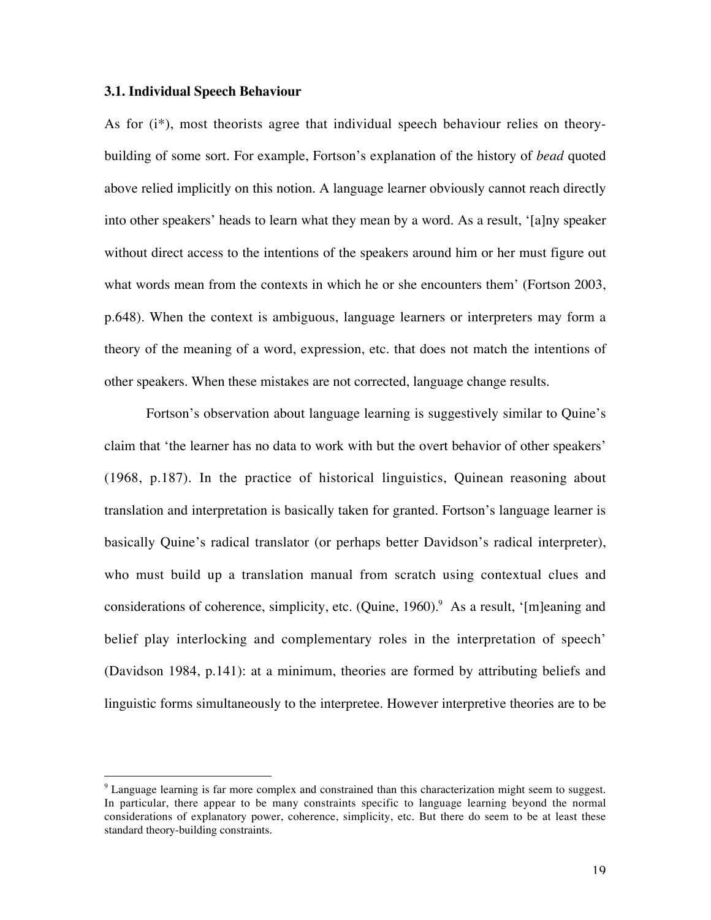### 3.1. Individual Speech Behaviour

As for (i*), most theorists agree that individual speech behaviour relies on theory-building of some sort. For example, Fortson's explanation of the history of *bead* quoted above relied implicitly on this notion. A language learner obviously cannot reach directly into other speakers' heads to learn what they mean by a word. As a result, '[a]ny speaker without direct access to the intentions of the speakers around him or her must figure out what words mean from the contexts in which he or she encounters them' (Fortson 2003, p.648). When the context is ambiguous, language learners or interpreters may form a theory of the meaning of a word, expression, etc. that does not match the intentions of other speakers. When these mistakes are not corrected, language change results.

Fortson's observation about language learning is suggestively similar to Quine's claim that 'the learner has no data to work with but the overt behavior of other speakers' (1968, p.187). In the practice of historical linguistics, Quinean reasoning about translation and interpretation is basically taken for granted. Fortson's language learner is basically Quine's radical translator (or perhaps better Davidson's radical interpreter), who must build up a translation manual from scratch using contextual clues and considerations of coherence, simplicity, etc. (Quine, 1960).[9] As a result, '[m]eaning and belief play interlocking and complementary roles in the interpretation of speech' (Davidson 1984, p.141): at a minimum, theories are formed by attributing beliefs and linguistic forms simultaneously to the interpretee. However interpretive theories are to be

[9] Language learning is far more complex and constrained than this characterization might seem to suggest. In particular, there appear to be many constraints specific to language learning beyond the normal considerations of explanatory power, coherence, simplicity, etc. But there do seem to be at least these standard theory-building constraints.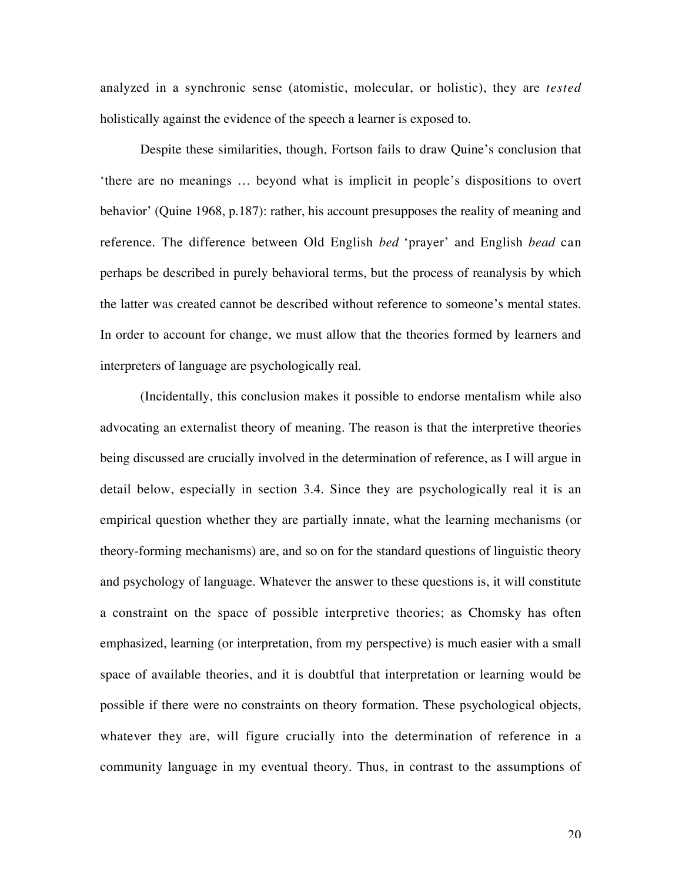analyzed in a synchronic sense (atomistic, molecular, or holistic), they are *tested* holistically against the evidence of the speech a learner is exposed to.

Despite these similarities, though, Fortson fails to draw Quine's conclusion that 'there are no meanings … beyond what is implicit in people's dispositions to overt behavior' (Quine 1968, p.187): rather, his account presupposes the reality of meaning and reference. The difference between Old English *bed* 'prayer' and English *bead* can perhaps be described in purely behavioral terms, but the process of reanalysis by which the latter was created cannot be described without reference to someone's mental states. In order to account for change, we must allow that the theories formed by learners and interpreters of language are psychologically real.

(Incidentally, this conclusion makes it possible to endorse mentalism while also advocating an externalist theory of meaning. The reason is that the interpretive theories being discussed are crucially involved in the determination of reference, as I will argue in detail below, especially in section 3.4. Since they are psychologically real it is an empirical question whether they are partially innate, what the learning mechanisms (or theory-forming mechanisms) are, and so on for the standard questions of linguistic theory and psychology of language. Whatever the answer to these questions is, it will constitute a constraint on the space of possible interpretive theories; as Chomsky has often emphasized, learning (or interpretation, from my perspective) is much easier with a small space of available theories, and it is doubtful that interpretation or learning would be possible if there were no constraints on theory formation. These psychological objects, whatever they are, will figure crucially into the determination of reference in a community language in my eventual theory. Thus, in contrast to the assumptions of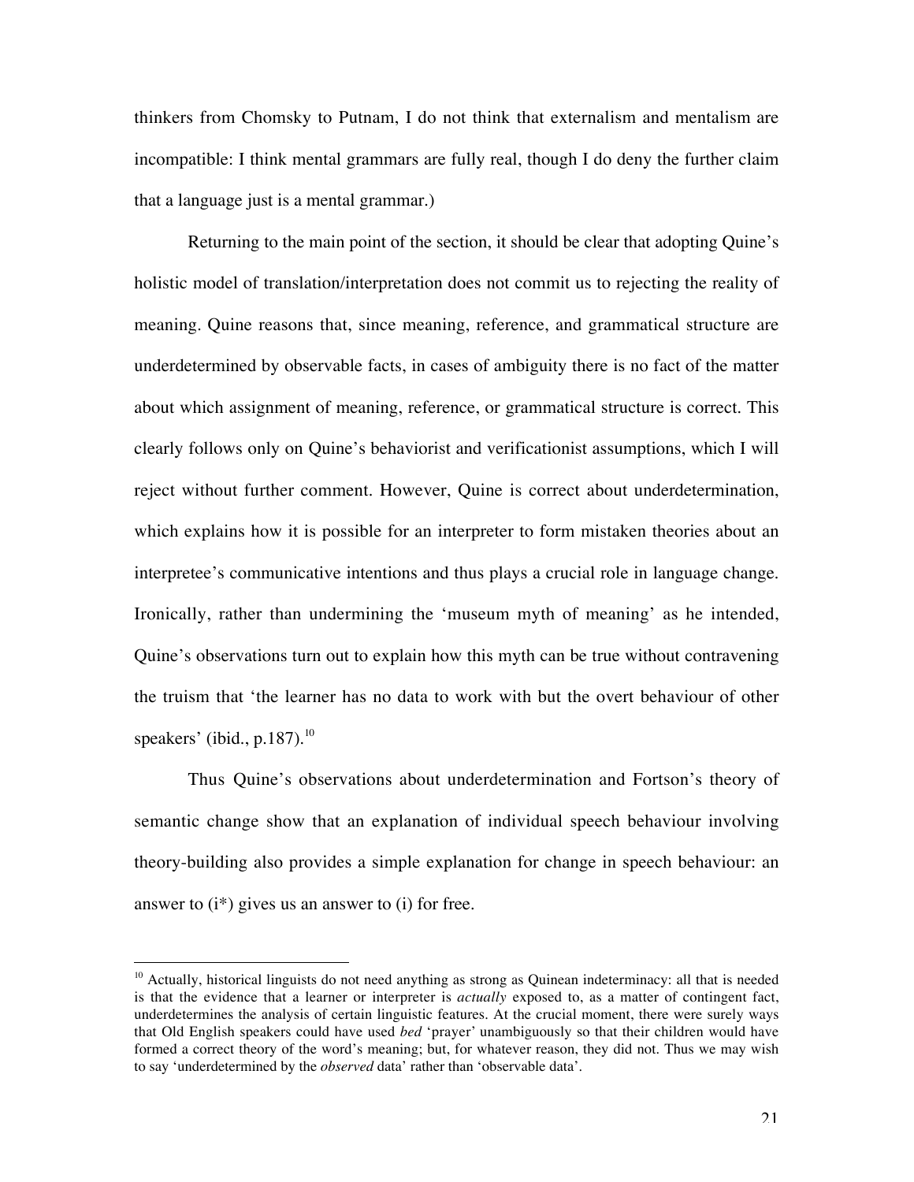thinkers from Chomsky to Putnam, I do not think that externalism and mentalism are incompatible: I think mental grammars are fully real, though I do deny the further claim that a language just is a mental grammar.)

Returning to the main point of the section, it should be clear that adopting Quine's holistic model of translation/interpretation does not commit us to rejecting the reality of meaning. Quine reasons that, since meaning, reference, and grammatical structure are underdetermined by observable facts, in cases of ambiguity there is no fact of the matter about which assignment of meaning, reference, or grammatical structure is correct. This clearly follows only on Quine's behaviorist and verificationist assumptions, which I will reject without further comment. However, Quine is correct about underdetermination, which explains how it is possible for an interpreter to form mistaken theories about an interpretee's communicative intentions and thus plays a crucial role in language change. Ironically, rather than undermining the 'museum myth of meaning' as he intended, Quine's observations turn out to explain how this myth can be true without contravening the truism that 'the learner has no data to work with but the overt behaviour of other speakers' (ibid., p.187).[10]

Thus Quine's observations about underdetermination and Fortson's theory of semantic change show that an explanation of individual speech behaviour involving theory-building also provides a simple explanation for change in speech behaviour: an answer to (i*) gives us an answer to (i) for free.

[10] Actually, historical linguists do not need anything as strong as Quinean indeterminacy: all that is needed is that the evidence that a learner or interpreter is *actually* exposed to, as a matter of contingent fact, underdetermines the analysis of certain linguistic features. At the crucial moment, there were surely ways that Old English speakers could have used *bed* 'prayer' unambiguously so that their children would have formed a correct theory of the word's meaning; but, for whatever reason, they did not. Thus we may wish to say 'underdetermined by the *observed* data' rather than 'observable data'.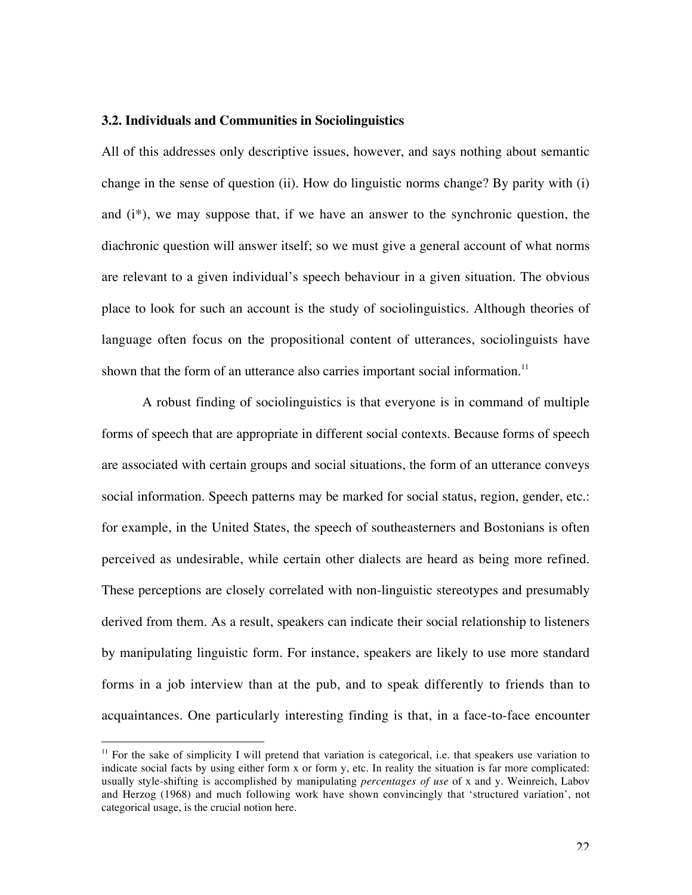### 3.2. Individuals and Communities in Sociolinguistics

All of this addresses only descriptive issues, however, and says nothing about semantic change in the sense of question (ii). How do linguistic norms change? By parity with (i) and (i*), we may suppose that, if we have an answer to the synchronic question, the diachronic question will answer itself; so we must give a general account of what norms are relevant to a given individual's speech behaviour in a given situation. The obvious place to look for such an account is the study of sociolinguistics. Although theories of language often focus on the propositional content of utterances, sociolinguists have shown that the form of an utterance also carries important social information.[11]

A robust finding of sociolinguistics is that everyone is in command of multiple forms of speech that are appropriate in different social contexts. Because forms of speech are associated with certain groups and social situations, the form of an utterance conveys social information. Speech patterns may be marked for social status, region, gender, etc.: for example, in the United States, the speech of southeasterners and Bostonians is often perceived as undesirable, while certain other dialects are heard as being more refined. These perceptions are closely correlated with non-linguistic stereotypes and presumably derived from them. As a result, speakers can indicate their social relationship to listeners by manipulating linguistic form. For instance, speakers are likely to use more standard forms in a job interview than at the pub, and to speak differently to friends than to acquaintances. One particularly interesting finding is that, in a face-to-face encounter

[11] For the sake of simplicity I will pretend that variation is categorical, i.e. that speakers use variation to indicate social facts by using either form x or form y, etc. In reality the situation is far more complicated: usually style-shifting is accomplished by manipulating *percentages of use* of x and y. Weinreich, Labov and Herzog (1968) and much following work have shown convincingly that 'structured variation', not categorical usage, is the crucial notion here.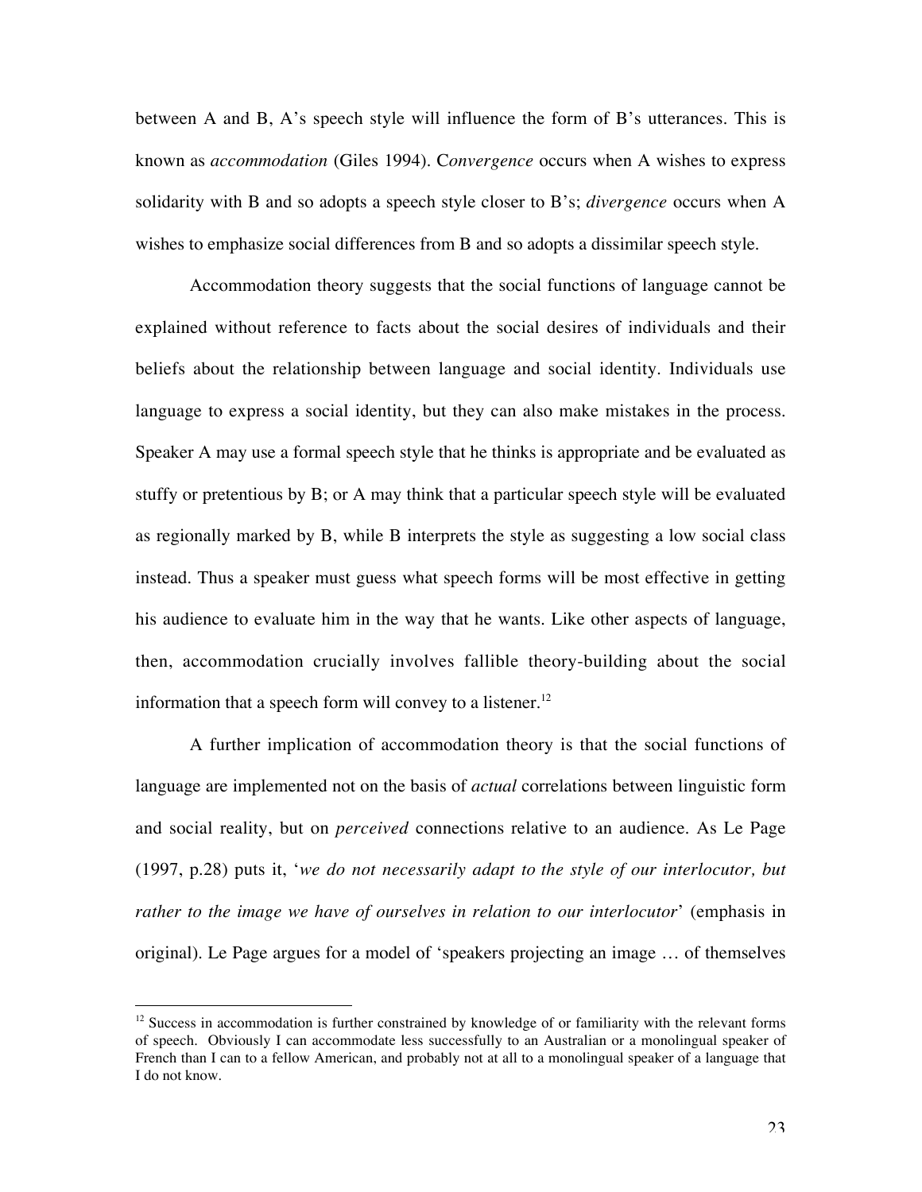between A and B, A's speech style will influence the form of B's utterances. This is known as *accommodation* (Giles 1994). C*onvergence* occurs when A wishes to express solidarity with B and so adopts a speech style closer to B's; *divergence* occurs when A wishes to emphasize social differences from B and so adopts a dissimilar speech style.

Accommodation theory suggests that the social functions of language cannot be explained without reference to facts about the social desires of individuals and their beliefs about the relationship between language and social identity. Individuals use language to express a social identity, but they can also make mistakes in the process. Speaker A may use a formal speech style that he thinks is appropriate and be evaluated as stuffy or pretentious by B; or A may think that a particular speech style will be evaluated as regionally marked by B, while B interprets the style as suggesting a low social class instead. Thus a speaker must guess what speech forms will be most effective in getting his audience to evaluate him in the way that he wants. Like other aspects of language, then, accommodation crucially involves fallible theory-building about the social information that a speech form will convey to a listener.[12]

A further implication of accommodation theory is that the social functions of language are implemented not on the basis of *actual* correlations between linguistic form and social reality, but on *perceived* connections relative to an audience. As Le Page (1997, p.28) puts it, '*we do not necessarily adapt to the style of our interlocutor, but rather to the image we have of ourselves in relation to our interlocutor*' (emphasis in original). Le Page argues for a model of 'speakers projecting an image … of themselves

---

[12] Success in accommodation is further constrained by knowledge of or familiarity with the relevant forms of speech. Obviously I can accommodate less successfully to an Australian or a monolingual speaker of French than I can to a fellow American, and probably not at all to a monolingual speaker of a language that I do not know.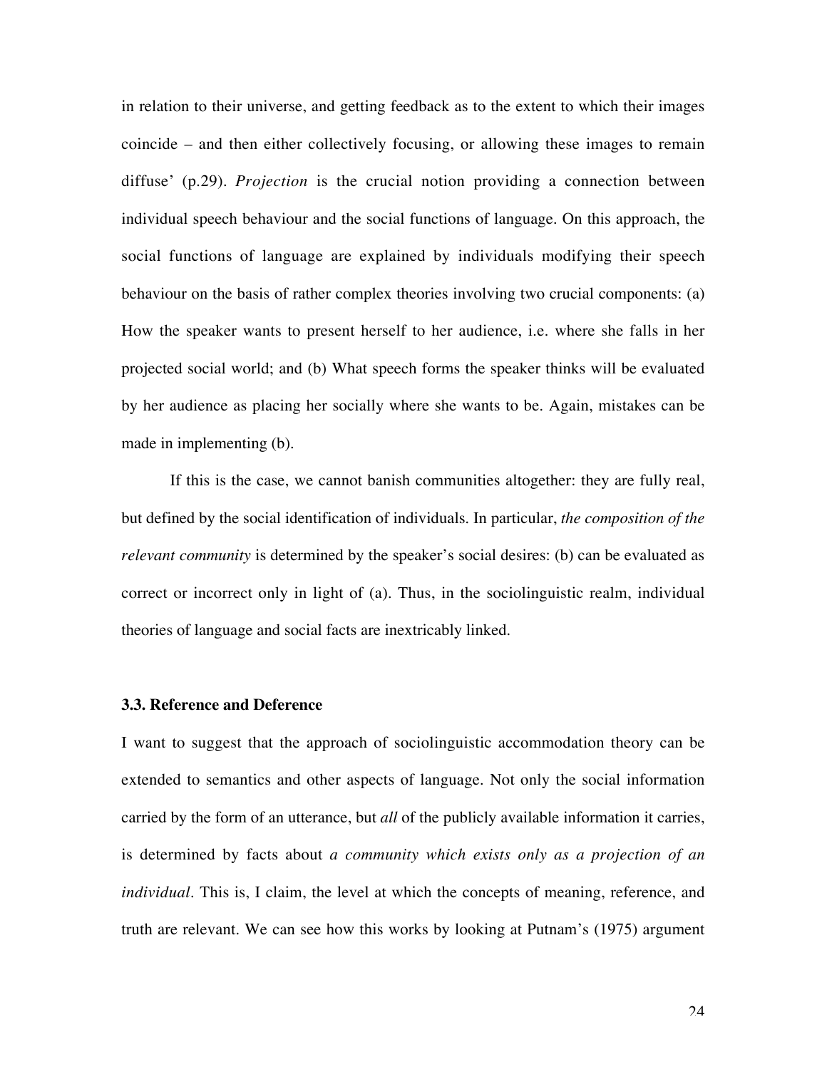in relation to their universe, and getting feedback as to the extent to which their images coincide – and then either collectively focusing, or allowing these images to remain diffuse' (p.29). *Projection* is the crucial notion providing a connection between individual speech behaviour and the social functions of language. On this approach, the social functions of language are explained by individuals modifying their speech behaviour on the basis of rather complex theories involving two crucial components: (a) How the speaker wants to present herself to her audience, i.e. where she falls in her projected social world; and (b) What speech forms the speaker thinks will be evaluated by her audience as placing her socially where she wants to be. Again, mistakes can be made in implementing (b).

If this is the case, we cannot banish communities altogether: they are fully real, but defined by the social identification of individuals. In particular, *the composition of the relevant community* is determined by the speaker's social desires: (b) can be evaluated as correct or incorrect only in light of (a). Thus, in the sociolinguistic realm, individual theories of language and social facts are inextricably linked.

### 3.3. Reference and Deference

I want to suggest that the approach of sociolinguistic accommodation theory can be extended to semantics and other aspects of language. Not only the social information carried by the form of an utterance, but *all* of the publicly available information it carries, is determined by facts about *a community which exists only as a projection of an individual*. This is, I claim, the level at which the concepts of meaning, reference, and truth are relevant. We can see how this works by looking at Putnam's (1975) argument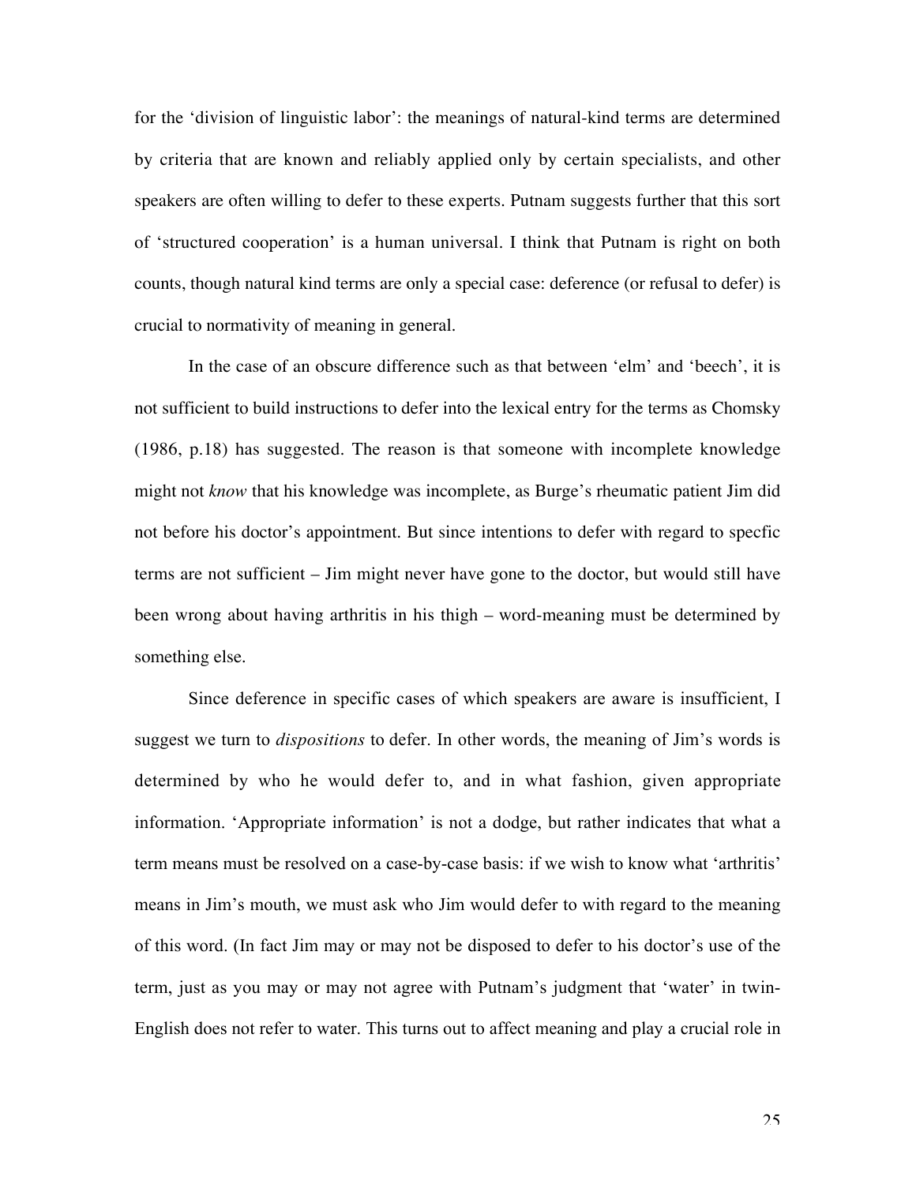for the 'division of linguistic labor': the meanings of natural-kind terms are determined by criteria that are known and reliably applied only by certain specialists, and other speakers are often willing to defer to these experts. Putnam suggests further that this sort of 'structured cooperation' is a human universal. I think that Putnam is right on both counts, though natural kind terms are only a special case: deference (or refusal to defer) is crucial to normativity of meaning in general.

In the case of an obscure difference such as that between 'elm' and 'beech', it is not sufficient to build instructions to defer into the lexical entry for the terms as Chomsky (1986, p.18) has suggested. The reason is that someone with incomplete knowledge might not *know* that his knowledge was incomplete, as Burge's rheumatic patient Jim did not before his doctor's appointment. But since intentions to defer with regard to specfic terms are not sufficient – Jim might never have gone to the doctor, but would still have been wrong about having arthritis in his thigh – word-meaning must be determined by something else.

Since deference in specific cases of which speakers are aware is insufficient, I suggest we turn to *dispositions* to defer. In other words, the meaning of Jim's words is determined by who he would defer to, and in what fashion, given appropriate information. 'Appropriate information' is not a dodge, but rather indicates that what a term means must be resolved on a case-by-case basis: if we wish to know what 'arthritis' means in Jim's mouth, we must ask who Jim would defer to with regard to the meaning of this word. (In fact Jim may or may not be disposed to defer to his doctor's use of the term, just as you may or may not agree with Putnam's judgment that 'water' in twin-English does not refer to water. This turns out to affect meaning and play a crucial role in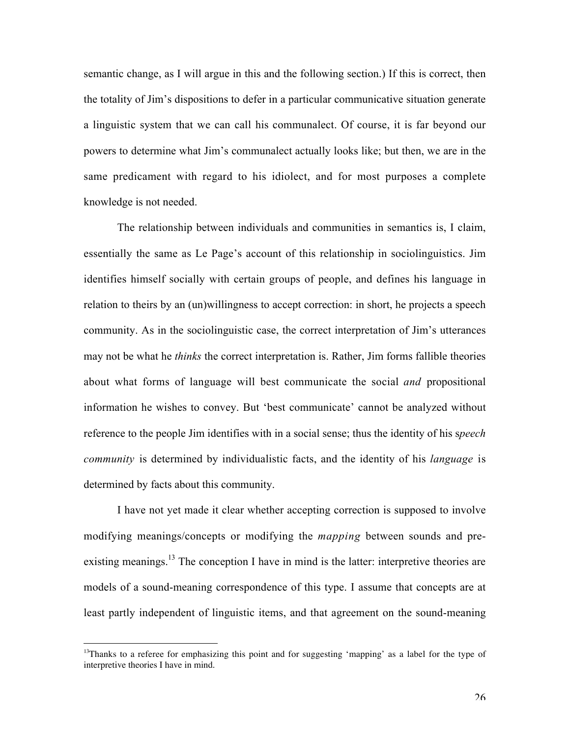semantic change, as I will argue in this and the following section.) If this is correct, then the totality of Jim's dispositions to defer in a particular communicative situation generate a linguistic system that we can call his communalect. Of course, it is far beyond our powers to determine what Jim's communalect actually looks like; but then, we are in the same predicament with regard to his idiolect, and for most purposes a complete knowledge is not needed.

The relationship between individuals and communities in semantics is, I claim, essentially the same as Le Page's account of this relationship in sociolinguistics. Jim identifies himself socially with certain groups of people, and defines his language in relation to theirs by an (un)willingness to accept correction: in short, he projects a speech community. As in the sociolinguistic case, the correct interpretation of Jim's utterances may not be what he *thinks* the correct interpretation is. Rather, Jim forms fallible theories about what forms of language will best communicate the social *and* propositional information he wishes to convey. But 'best communicate' cannot be analyzed without reference to the people Jim identifies with in a social sense; thus the identity of his s*peech community* is determined by individualistic facts, and the identity of his *language* is determined by facts about this community.

I have not yet made it clear whether accepting correction is supposed to involve modifying meanings/concepts or modifying the *mapping* between sounds and pre-existing meanings.[13] The conception I have in mind is the latter: interpretive theories are models of a sound-meaning correspondence of this type. I assume that concepts are at least partly independent of linguistic items, and that agreement on the sound-meaning

[13]Thanks to a referee for emphasizing this point and for suggesting 'mapping' as a label for the type of interpretive theories I have in mind.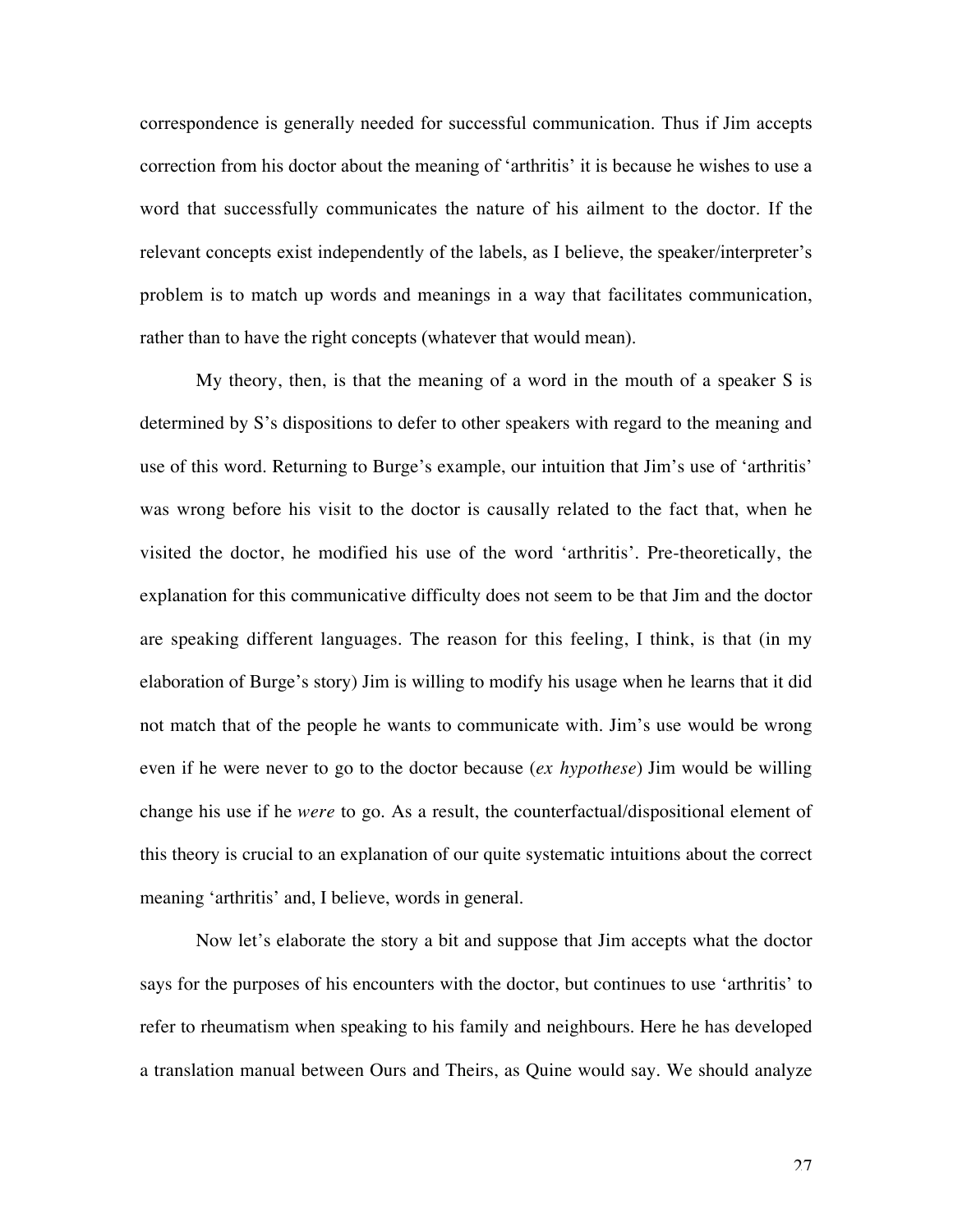correspondence is generally needed for successful communication. Thus if Jim accepts correction from his doctor about the meaning of 'arthritis' it is because he wishes to use a word that successfully communicates the nature of his ailment to the doctor. If the relevant concepts exist independently of the labels, as I believe, the speaker/interpreter's problem is to match up words and meanings in a way that facilitates communication, rather than to have the right concepts (whatever that would mean).

My theory, then, is that the meaning of a word in the mouth of a speaker S is determined by S's dispositions to defer to other speakers with regard to the meaning and use of this word. Returning to Burge's example, our intuition that Jim's use of 'arthritis' was wrong before his visit to the doctor is causally related to the fact that, when he visited the doctor, he modified his use of the word 'arthritis'. Pre-theoretically, the explanation for this communicative difficulty does not seem to be that Jim and the doctor are speaking different languages. The reason for this feeling, I think, is that (in my elaboration of Burge's story) Jim is willing to modify his usage when he learns that it did not match that of the people he wants to communicate with. Jim's use would be wrong even if he were never to go to the doctor because (*ex hypothese*) Jim would be willing change his use if he *were* to go. As a result, the counterfactual/dispositional element of this theory is crucial to an explanation of our quite systematic intuitions about the correct meaning 'arthritis' and, I believe, words in general.

Now let's elaborate the story a bit and suppose that Jim accepts what the doctor says for the purposes of his encounters with the doctor, but continues to use 'arthritis' to refer to rheumatism when speaking to his family and neighbours. Here he has developed a translation manual between Ours and Theirs, as Quine would say. We should analyze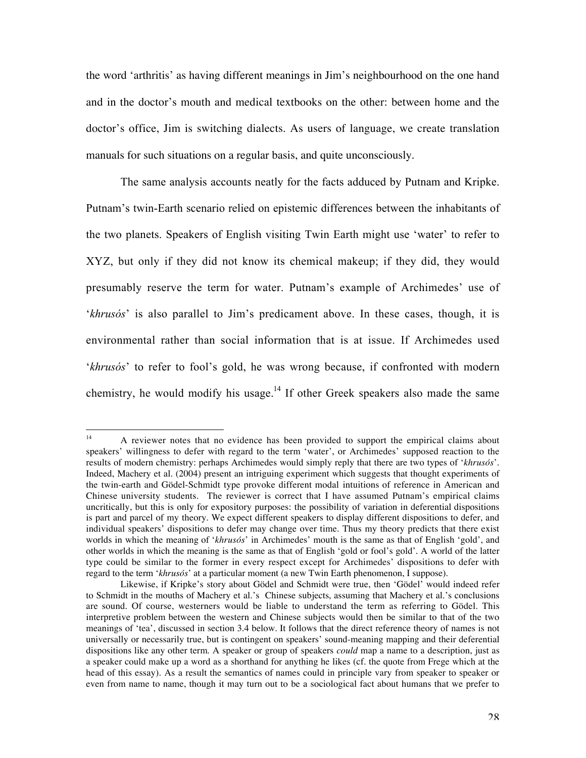the word 'arthritis' as having different meanings in Jim's neighbourhood on the one hand and in the doctor's mouth and medical textbooks on the other: between home and the doctor's office, Jim is switching dialects. As users of language, we create translation manuals for such situations on a regular basis, and quite unconsciously.

The same analysis accounts neatly for the facts adduced by Putnam and Kripke. Putnam's twin-Earth scenario relied on epistemic differences between the inhabitants of the two planets. Speakers of English visiting Twin Earth might use 'water' to refer to XYZ, but only if they did not know its chemical makeup; if they did, they would presumably reserve the term for water. Putnam's example of Archimedes' use of '*khrusós*' is also parallel to Jim's predicament above. In these cases, though, it is environmental rather than social information that is at issue. If Archimedes used '*khrusós*' to refer to fool's gold, he was wrong because, if confronted with modern chemistry, he would modify his usage.[14] If other Greek speakers also made the same

---

[14] A reviewer notes that no evidence has been provided to support the empirical claims about speakers' willingness to defer with regard to the term 'water', or Archimedes' supposed reaction to the results of modern chemistry: perhaps Archimedes would simply reply that there are two types of '*khrusós*'. Indeed, Machery et al. (2004) present an intriguing experiment which suggests that thought experiments of the twin-earth and Gödel-Schmidt type provoke different modal intuitions of reference in American and Chinese university students. The reviewer is correct that I have assumed Putnam's empirical claims uncritically, but this is only for expository purposes: the possibility of variation in deferential dispositions is part and parcel of my theory. We expect different speakers to display different dispositions to defer, and individual speakers' dispositions to defer may change over time. Thus my theory predicts that there exist worlds in which the meaning of '*khrusós*' in Archimedes' mouth is the same as that of English 'gold', and other worlds in which the meaning is the same as that of English 'gold or fool's gold'. A world of the latter type could be similar to the former in every respect except for Archimedes' dispositions to defer with regard to the term '*khrusós*' at a particular moment (a new Twin Earth phenomenon, I suppose).

Likewise, if Kripke's story about Gödel and Schmidt were true, then 'Gödel' would indeed refer to Schmidt in the mouths of Machery et al.'s Chinese subjects, assuming that Machery et al.'s conclusions are sound. Of course, westerners would be liable to understand the term as referring to Gödel. This interpretive problem between the western and Chinese subjects would then be similar to that of the two meanings of 'tea', discussed in section 3.4 below. It follows that the direct reference theory of names is not universally or necessarily true, but is contingent on speakers' sound-meaning mapping and their deferential dispositions like any other term. A speaker or group of speakers *could* map a name to a description, just as a speaker could make up a word as a shorthand for anything he likes (cf. the quote from Frege which at the head of this essay). As a result the semantics of names could in principle vary from speaker to speaker or even from name to name, though it may turn out to be a sociological fact about humans that we prefer to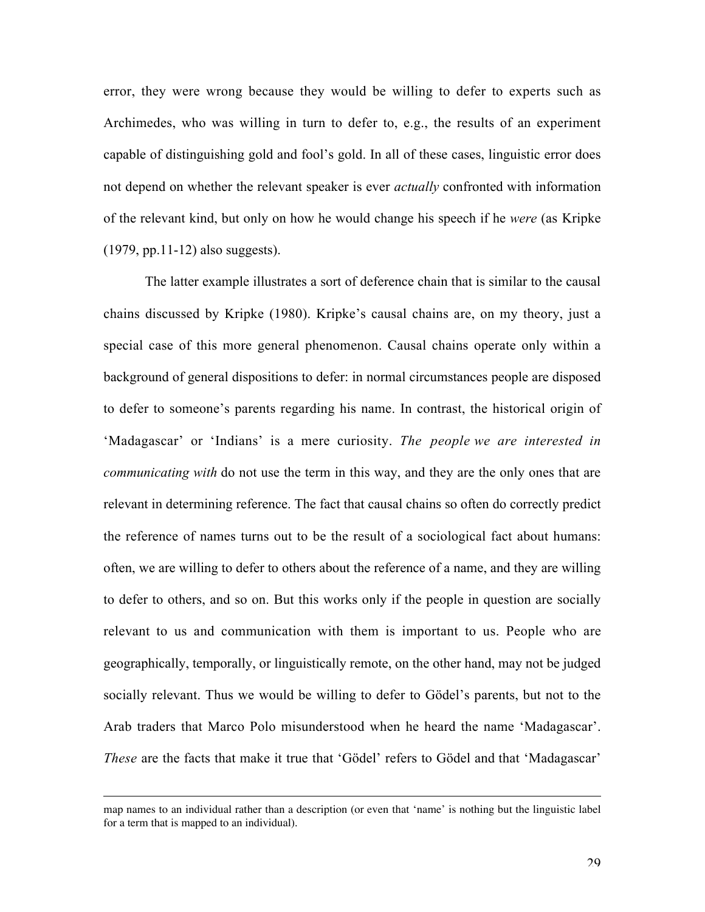error, they were wrong because they would be willing to defer to experts such as Archimedes, who was willing in turn to defer to, e.g., the results of an experiment capable of distinguishing gold and fool's gold. In all of these cases, linguistic error does not depend on whether the relevant speaker is ever *actually* confronted with information of the relevant kind, but only on how he would change his speech if he *were* (as Kripke (1979, pp.11-12) also suggests).

The latter example illustrates a sort of deference chain that is similar to the causal chains discussed by Kripke (1980). Kripke's causal chains are, on my theory, just a special case of this more general phenomenon. Causal chains operate only within a background of general dispositions to defer: in normal circumstances people are disposed to defer to someone's parents regarding his name. In contrast, the historical origin of 'Madagascar' or 'Indians' is a mere curiosity. *The people we are interested in communicating with* do not use the term in this way, and they are the only ones that are relevant in determining reference. The fact that causal chains so often do correctly predict the reference of names turns out to be the result of a sociological fact about humans: often, we are willing to defer to others about the reference of a name, and they are willing to defer to others, and so on. But this works only if the people in question are socially relevant to us and communication with them is important to us. People who are geographically, temporally, or linguistically remote, on the other hand, may not be judged socially relevant. Thus we would be willing to defer to Gödel's parents, but not to the Arab traders that Marco Polo misunderstood when he heard the name 'Madagascar'. *These* are the facts that make it true that 'Gödel' refers to Gödel and that 'Madagascar'

---

map names to an individual rather than a description (or even that 'name' is nothing but the linguistic label for a term that is mapped to an individual).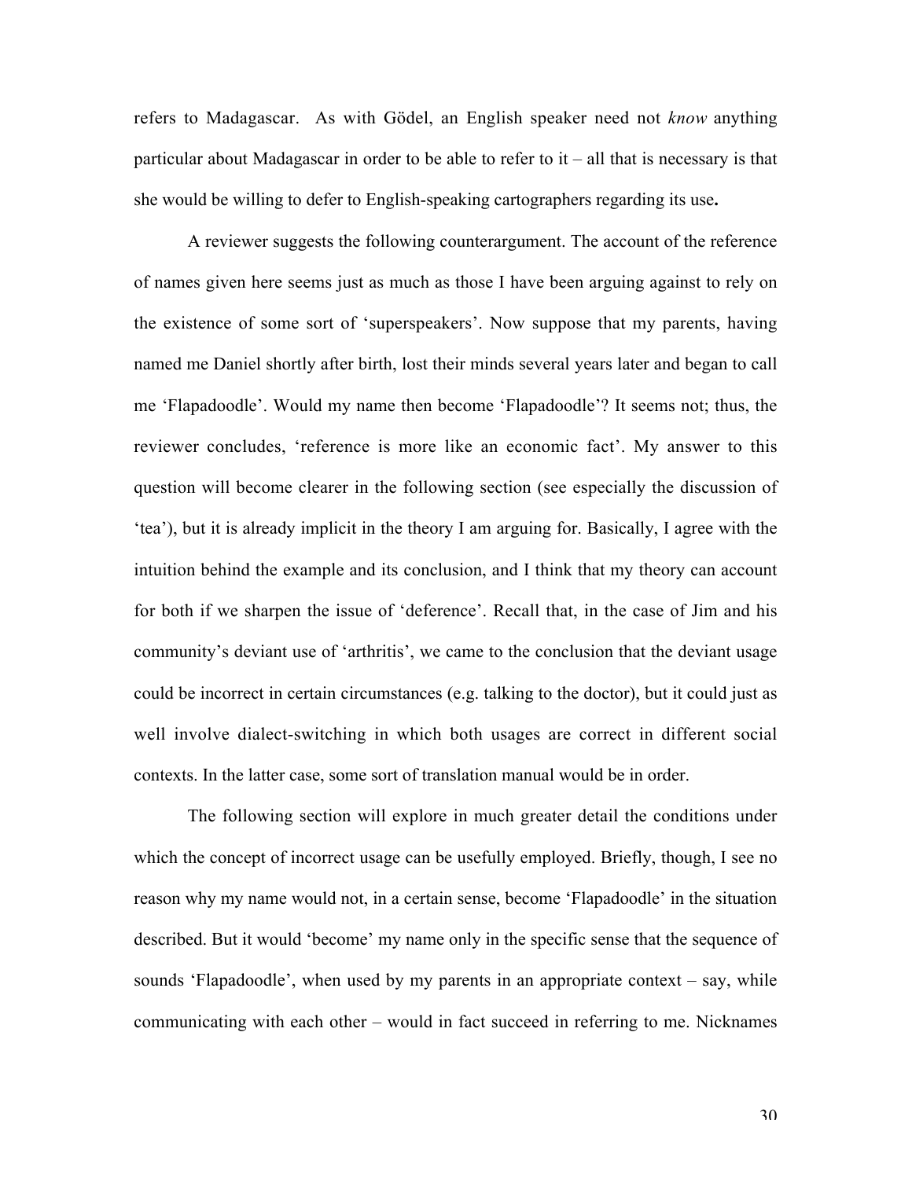refers to Madagascar. As with Gödel, an English speaker need not *know* anything particular about Madagascar in order to be able to refer to it – all that is necessary is that she would be willing to defer to English-speaking cartographers regarding its use**.**

A reviewer suggests the following counterargument. The account of the reference of names given here seems just as much as those I have been arguing against to rely on the existence of some sort of 'superspeakers'. Now suppose that my parents, having named me Daniel shortly after birth, lost their minds several years later and began to call me 'Flapadoodle'. Would my name then become 'Flapadoodle'? It seems not; thus, the reviewer concludes, 'reference is more like an economic fact'. My answer to this question will become clearer in the following section (see especially the discussion of 'tea'), but it is already implicit in the theory I am arguing for. Basically, I agree with the intuition behind the example and its conclusion, and I think that my theory can account for both if we sharpen the issue of 'deference'. Recall that, in the case of Jim and his community's deviant use of 'arthritis', we came to the conclusion that the deviant usage could be incorrect in certain circumstances (e.g. talking to the doctor), but it could just as well involve dialect-switching in which both usages are correct in different social contexts. In the latter case, some sort of translation manual would be in order.

The following section will explore in much greater detail the conditions under which the concept of incorrect usage can be usefully employed. Briefly, though, I see no reason why my name would not, in a certain sense, become 'Flapadoodle' in the situation described. But it would 'become' my name only in the specific sense that the sequence of sounds 'Flapadoodle', when used by my parents in an appropriate context – say, while communicating with each other – would in fact succeed in referring to me. Nicknames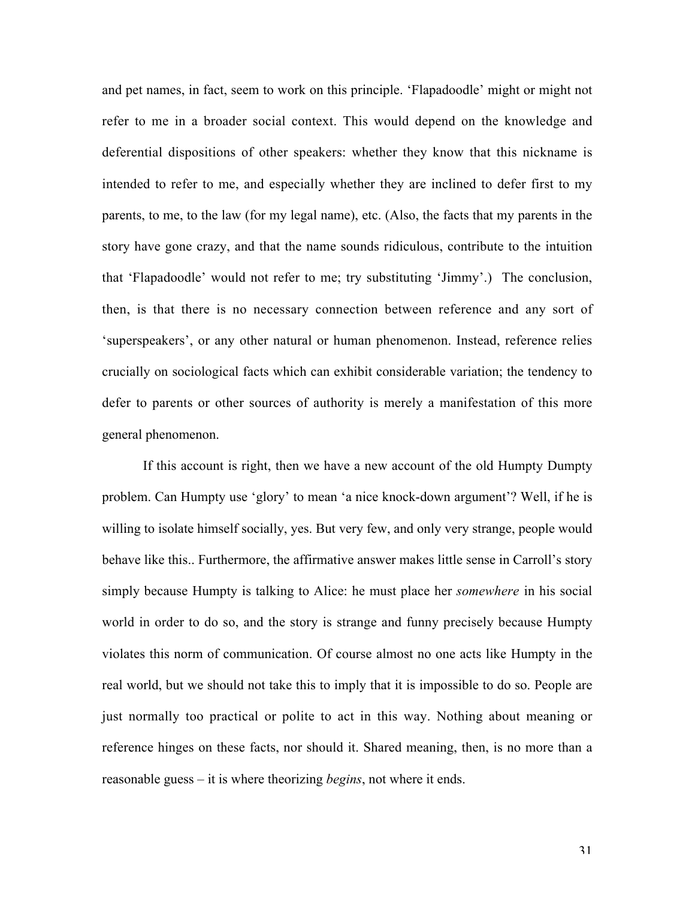and pet names, in fact, seem to work on this principle. ‘Flapadoodle’ might or might not refer to me in a broader social context. This would depend on the knowledge and deferential dispositions of other speakers: whether they know that this nickname is intended to refer to me, and especially whether they are inclined to defer first to my parents, to me, to the law (for my legal name), etc. (Also, the facts that my parents in the story have gone crazy, and that the name sounds ridiculous, contribute to the intuition that ‘Flapadoodle’ would not refer to me; try substituting ‘Jimmy’.) The conclusion, then, is that there is no necessary connection between reference and any sort of ‘superspeakers’, or any other natural or human phenomenon. Instead, reference relies crucially on sociological facts which can exhibit considerable variation; the tendency to defer to parents or other sources of authority is merely a manifestation of this more general phenomenon.

If this account is right, then we have a new account of the old Humpty Dumpty problem. Can Humpty use ‘glory’ to mean ‘a nice knock-down argument’? Well, if he is willing to isolate himself socially, yes. But very few, and only very strange, people would behave like this.. Furthermore, the affirmative answer makes little sense in Carroll’s story simply because Humpty is talking to Alice: he must place her *somewhere* in his social world in order to do so, and the story is strange and funny precisely because Humpty violates this norm of communication. Of course almost no one acts like Humpty in the real world, but we should not take this to imply that it is impossible to do so. People are just normally too practical or polite to act in this way. Nothing about meaning or reference hinges on these facts, nor should it. Shared meaning, then, is no more than a reasonable guess – it is where theorizing *begins*, not where it ends.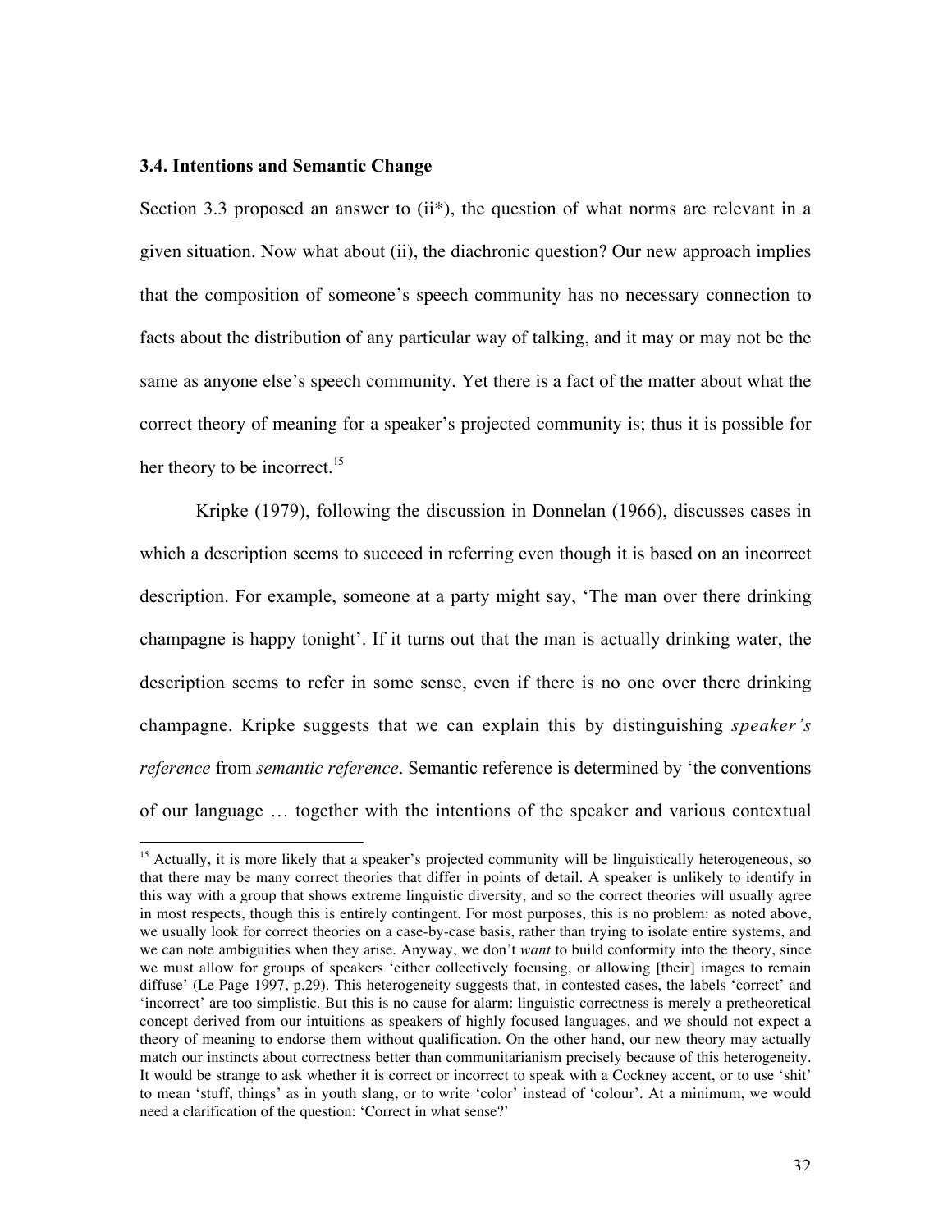### 3.4. Intentions and Semantic Change

Section 3.3 proposed an answer to (ii*), the question of what norms are relevant in a given situation. Now what about (ii), the diachronic question? Our new approach implies that the composition of someone's speech community has no necessary connection to facts about the distribution of any particular way of talking, and it may or may not be the same as anyone else's speech community. Yet there is a fact of the matter about what the correct theory of meaning for a speaker's projected community is; thus it is possible for her theory to be incorrect.[15]

Kripke (1979), following the discussion in Donnelan (1966), discusses cases in which a description seems to succeed in referring even though it is based on an incorrect description. For example, someone at a party might say, 'The man over there drinking champagne is happy tonight'. If it turns out that the man is actually drinking water, the description seems to refer in some sense, even if there is no one over there drinking champagne. Kripke suggests that we can explain this by distinguishing *speaker's reference* from *semantic reference*. Semantic reference is determined by 'the conventions of our language … together with the intentions of the speaker and various contextual

[15] Actually, it is more likely that a speaker's projected community will be linguistically heterogeneous, so that there may be many correct theories that differ in points of detail. A speaker is unlikely to identify in this way with a group that shows extreme linguistic diversity, and so the correct theories will usually agree in most respects, though this is entirely contingent. For most purposes, this is no problem: as noted above, we usually look for correct theories on a case-by-case basis, rather than trying to isolate entire systems, and we can note ambiguities when they arise. Anyway, we don't *want* to build conformity into the theory, since we must allow for groups of speakers 'either collectively focusing, or allowing [their] images to remain diffuse' (Le Page 1997, p.29). This heterogeneity suggests that, in contested cases, the labels 'correct' and 'incorrect' are too simplistic. But this is no cause for alarm: linguistic correctness is merely a pretheoretical concept derived from our intuitions as speakers of highly focused languages, and we should not expect a theory of meaning to endorse them without qualification. On the other hand, our new theory may actually match our instincts about correctness better than communitarianism precisely because of this heterogeneity. It would be strange to ask whether it is correct or incorrect to speak with a Cockney accent, or to use 'shit' to mean 'stuff, things' as in youth slang, or to write 'color' instead of 'colour'. At a minimum, we would need a clarification of the question: 'Correct in what sense?'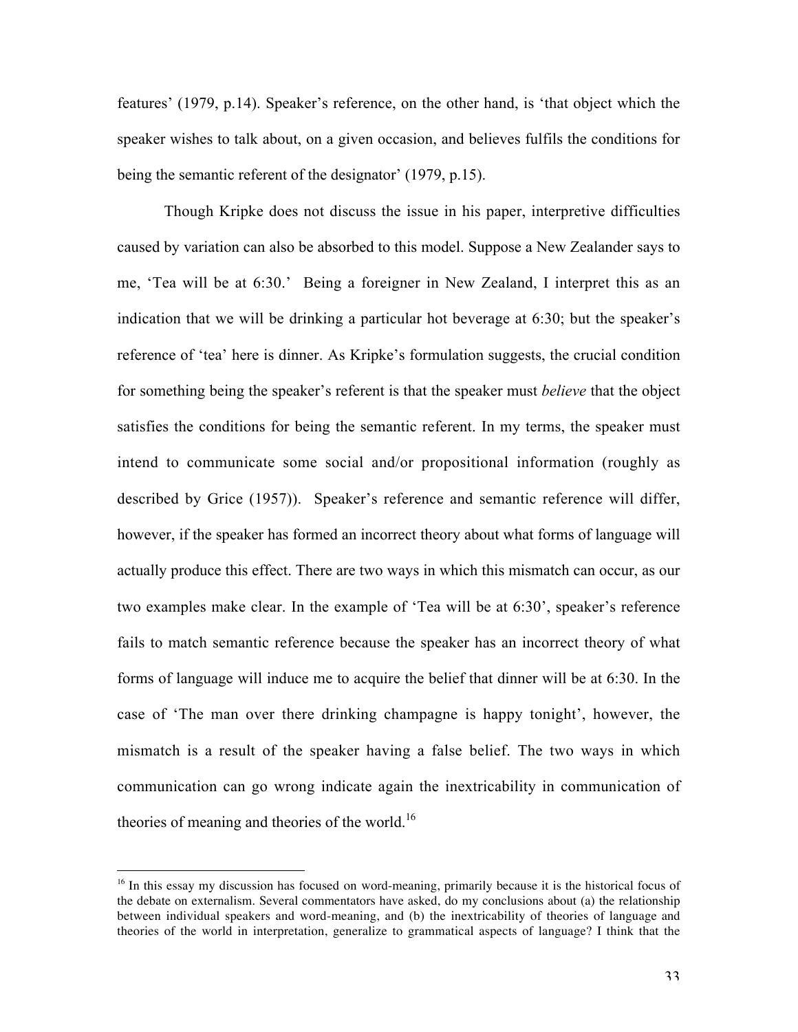features' (1979, p.14). Speaker's reference, on the other hand, is 'that object which the speaker wishes to talk about, on a given occasion, and believes fulfils the conditions for being the semantic referent of the designator' (1979, p.15).

Though Kripke does not discuss the issue in his paper, interpretive difficulties caused by variation can also be absorbed to this model. Suppose a New Zealander says to me, 'Tea will be at 6:30.' Being a foreigner in New Zealand, I interpret this as an indication that we will be drinking a particular hot beverage at 6:30; but the speaker's reference of 'tea' here is dinner. As Kripke's formulation suggests, the crucial condition for something being the speaker's referent is that the speaker must *believe* that the object satisfies the conditions for being the semantic referent. In my terms, the speaker must intend to communicate some social and/or propositional information (roughly as described by Grice (1957)). Speaker's reference and semantic reference will differ, however, if the speaker has formed an incorrect theory about what forms of language will actually produce this effect. There are two ways in which this mismatch can occur, as our two examples make clear. In the example of 'Tea will be at 6:30', speaker's reference fails to match semantic reference because the speaker has an incorrect theory of what forms of language will induce me to acquire the belief that dinner will be at 6:30. In the case of 'The man over there drinking champagne is happy tonight', however, the mismatch is a result of the speaker having a false belief. The two ways in which communication can go wrong indicate again the inextricability in communication of theories of meaning and theories of the world.[16]

[16] In this essay my discussion has focused on word-meaning, primarily because it is the historical focus of the debate on externalism. Several commentators have asked, do my conclusions about (a) the relationship between individual speakers and word-meaning, and (b) the inextricability of theories of language and theories of the world in interpretation, generalize to grammatical aspects of language? I think that the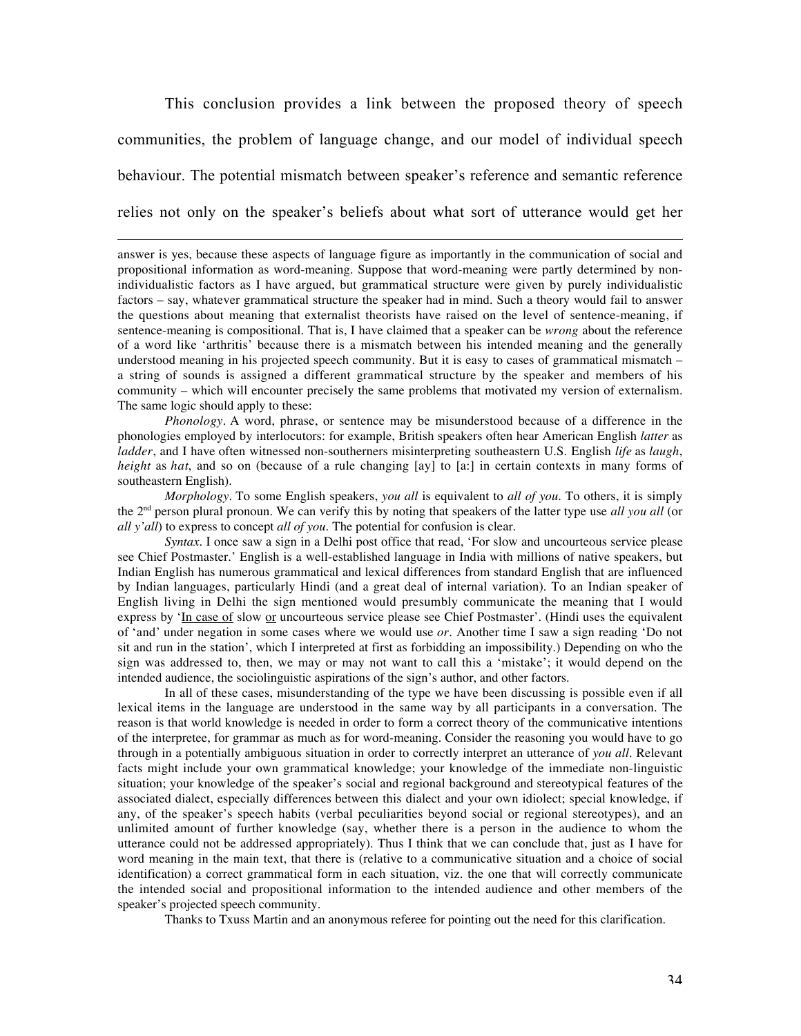This conclusion provides a link between the proposed theory of speech communities, the problem of language change, and our model of individual speech behaviour. The potential mismatch between speaker's reference and semantic reference relies not only on the speaker's beliefs about what sort of utterance would get her

---

answer is yes, because these aspects of language figure as importantly in the communication of social and propositional information as word-meaning. Suppose that word-meaning were partly determined by non-individualistic factors as I have argued, but grammatical structure were given by purely individualistic factors – say, whatever grammatical structure the speaker had in mind. Such a theory would fail to answer the questions about meaning that externalist theorists have raised on the level of sentence-meaning, if sentence-meaning is compositional. That is, I have claimed that a speaker can be *wrong* about the reference of a word like 'arthritis' because there is a mismatch between his intended meaning and the generally understood meaning in his projected speech community. But it is easy to cases of grammatical mismatch – a string of sounds is assigned a different grammatical structure by the speaker and members of his community – which will encounter precisely the same problems that motivated my version of externalism. The same logic should apply to these:

*Phonology*. A word, phrase, or sentence may be misunderstood because of a difference in the phonologies employed by interlocutors: for example, British speakers often hear American English *latter* as *ladder*, and I have often witnessed non-southerners misinterpreting southeastern U.S. English *life* as *laugh*, *height* as *hat*, and so on (because of a rule changing [ay] to [a:] in certain contexts in many forms of southeastern English).

*Morphology*. To some English speakers, *you all* is equivalent to *all of you*. To others, it is simply the 2nd person plural pronoun. We can verify this by noting that speakers of the latter type use *all you all* (or *all y'all*) to express to concept *all of you*. The potential for confusion is clear.

*Syntax*. I once saw a sign in a Delhi post office that read, 'For slow and uncourteous service please see Chief Postmaster.' English is a well-established language in India with millions of native speakers, but Indian English has numerous grammatical and lexical differences from standard English that are influenced by Indian languages, particularly Hindi (and a great deal of internal variation). To an Indian speaker of English living in Delhi the sign mentioned would presumbly communicate the meaning that I would express by '<u>In case of</u> slow <u>or</u> uncourteous service please see Chief Postmaster'. (Hindi uses the equivalent of 'and' under negation in some cases where we would use *or*. Another time I saw a sign reading 'Do not sit and run in the station', which I interpreted at first as forbidding an impossibility.) Depending on who the sign was addressed to, then, we may or may not want to call this a 'mistake'; it would depend on the intended audience, the sociolinguistic aspirations of the sign's author, and other factors.

In all of these cases, misunderstanding of the type we have been discussing is possible even if all lexical items in the language are understood in the same way by all participants in a conversation. The reason is that world knowledge is needed in order to form a correct theory of the communicative intentions of the interpretee, for grammar as much as for word-meaning. Consider the reasoning you would have to go through in a potentially ambiguous situation in order to correctly interpret an utterance of *you all*. Relevant facts might include your own grammatical knowledge; your knowledge of the immediate non-linguistic situation; your knowledge of the speaker's social and regional background and stereotypical features of the associated dialect, especially differences between this dialect and your own idiolect; special knowledge, if any, of the speaker's speech habits (verbal peculiarities beyond social or regional stereotypes), and an unlimited amount of further knowledge (say, whether there is a person in the audience to whom the utterance could not be addressed appropriately). Thus I think that we can conclude that, just as I have for word meaning in the main text, that there is (relative to a communicative situation and a choice of social identification) a correct grammatical form in each situation, viz. the one that will correctly communicate the intended social and propositional information to the intended audience and other members of the speaker's projected speech community.

Thanks to Txuss Martin and an anonymous referee for pointing out the need for this clarification.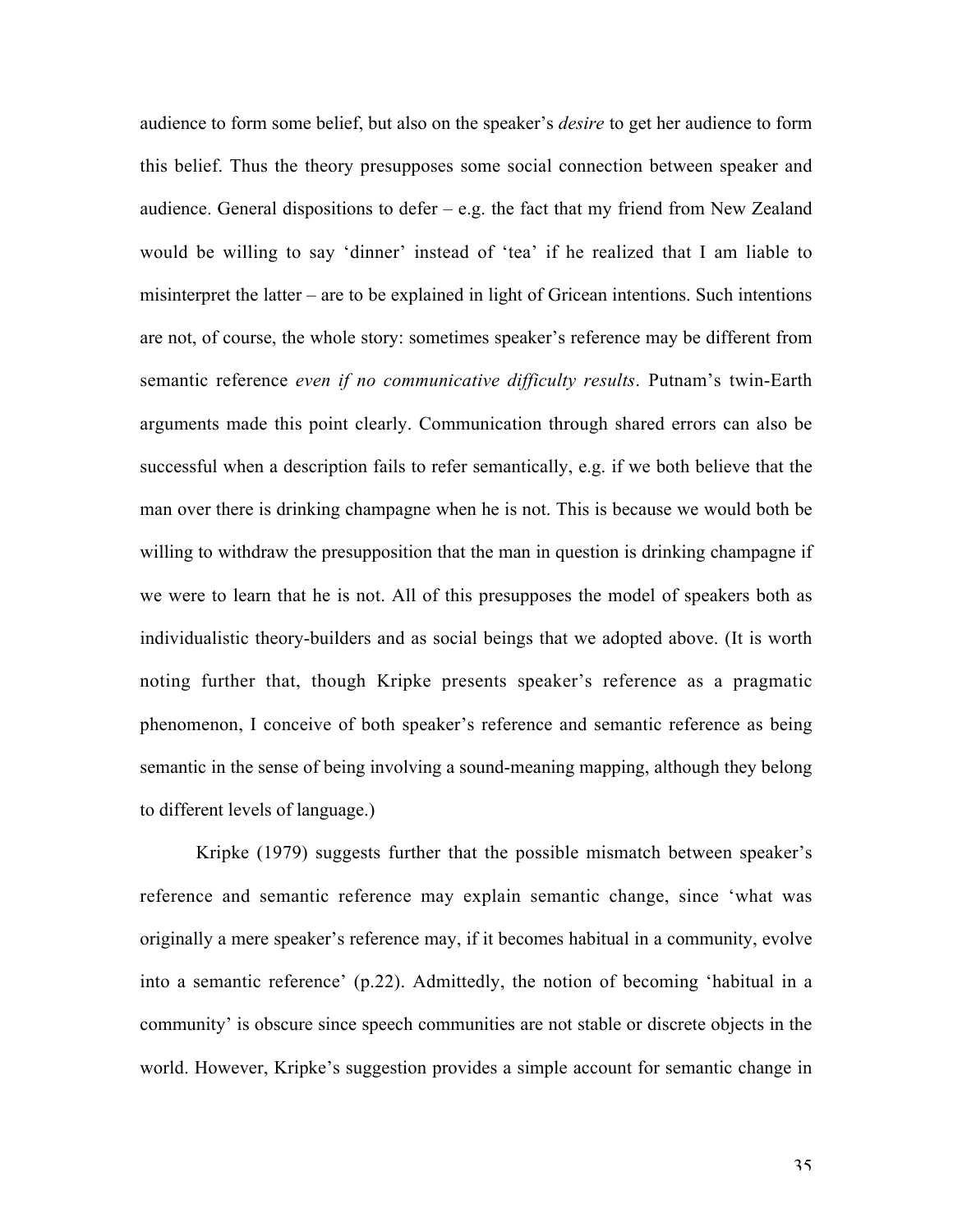audience to form some belief, but also on the speaker's *desire* to get her audience to form this belief. Thus the theory presupposes some social connection between speaker and audience. General dispositions to defer – e.g. the fact that my friend from New Zealand would be willing to say 'dinner' instead of 'tea' if he realized that I am liable to misinterpret the latter – are to be explained in light of Gricean intentions. Such intentions are not, of course, the whole story: sometimes speaker's reference may be different from semantic reference *even if no communicative difficulty results*. Putnam's twin-Earth arguments made this point clearly. Communication through shared errors can also be successful when a description fails to refer semantically, e.g. if we both believe that the man over there is drinking champagne when he is not. This is because we would both be willing to withdraw the presupposition that the man in question is drinking champagne if we were to learn that he is not. All of this presupposes the model of speakers both as individualistic theory-builders and as social beings that we adopted above. (It is worth noting further that, though Kripke presents speaker's reference as a pragmatic phenomenon, I conceive of both speaker's reference and semantic reference as being semantic in the sense of being involving a sound-meaning mapping, although they belong to different levels of language.)

Kripke (1979) suggests further that the possible mismatch between speaker's reference and semantic reference may explain semantic change, since 'what was originally a mere speaker's reference may, if it becomes habitual in a community, evolve into a semantic reference' (p.22). Admittedly, the notion of becoming 'habitual in a community' is obscure since speech communities are not stable or discrete objects in the world. However, Kripke's suggestion provides a simple account for semantic change in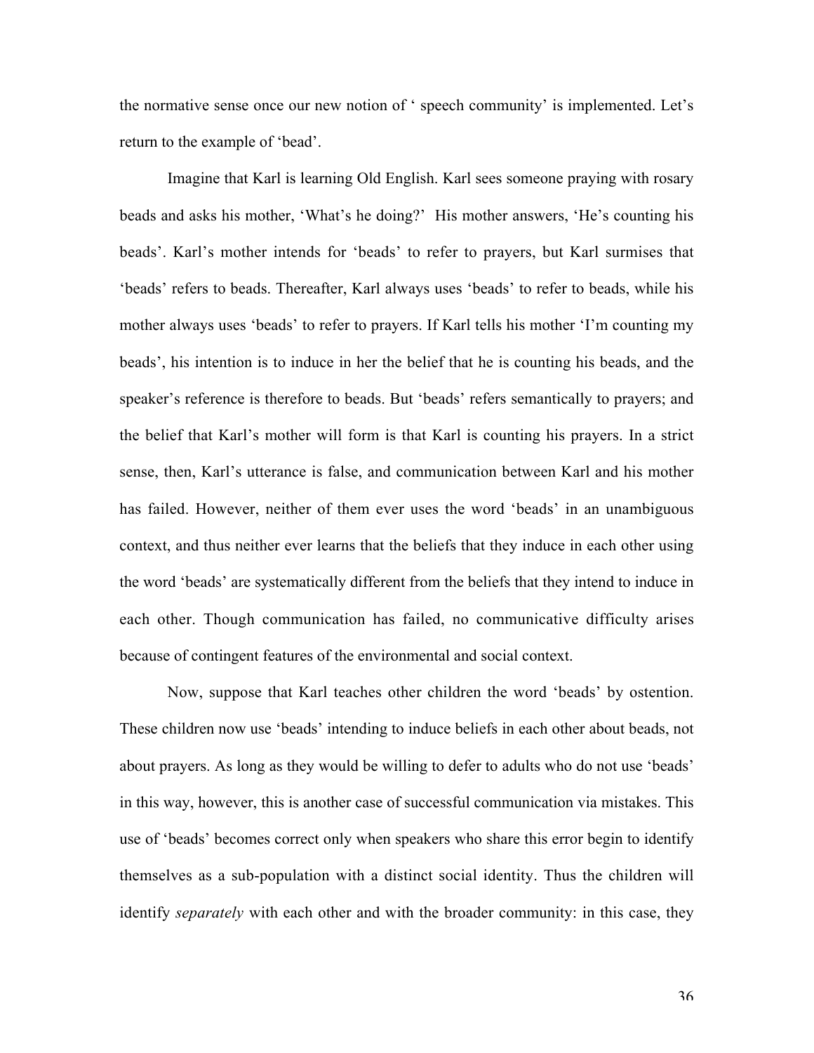the normative sense once our new notion of ‘ speech community’ is implemented. Let’s return to the example of ‘bead’.

Imagine that Karl is learning Old English. Karl sees someone praying with rosary beads and asks his mother, ‘What’s he doing?’ His mother answers, ‘He’s counting his beads’. Karl’s mother intends for ‘beads’ to refer to prayers, but Karl surmises that ‘beads’ refers to beads. Thereafter, Karl always uses ‘beads’ to refer to beads, while his mother always uses ‘beads’ to refer to prayers. If Karl tells his mother ‘I’m counting my beads’, his intention is to induce in her the belief that he is counting his beads, and the speaker’s reference is therefore to beads. But ‘beads’ refers semantically to prayers; and the belief that Karl’s mother will form is that Karl is counting his prayers. In a strict sense, then, Karl’s utterance is false, and communication between Karl and his mother has failed. However, neither of them ever uses the word ‘beads’ in an unambiguous context, and thus neither ever learns that the beliefs that they induce in each other using the word ‘beads’ are systematically different from the beliefs that they intend to induce in each other. Though communication has failed, no communicative difficulty arises because of contingent features of the environmental and social context.

Now, suppose that Karl teaches other children the word ‘beads’ by ostention. These children now use ‘beads’ intending to induce beliefs in each other about beads, not about prayers. As long as they would be willing to defer to adults who do not use ‘beads’ in this way, however, this is another case of successful communication via mistakes. This use of ‘beads’ becomes correct only when speakers who share this error begin to identify themselves as a sub-population with a distinct social identity. Thus the children will identify *separately* with each other and with the broader community: in this case, they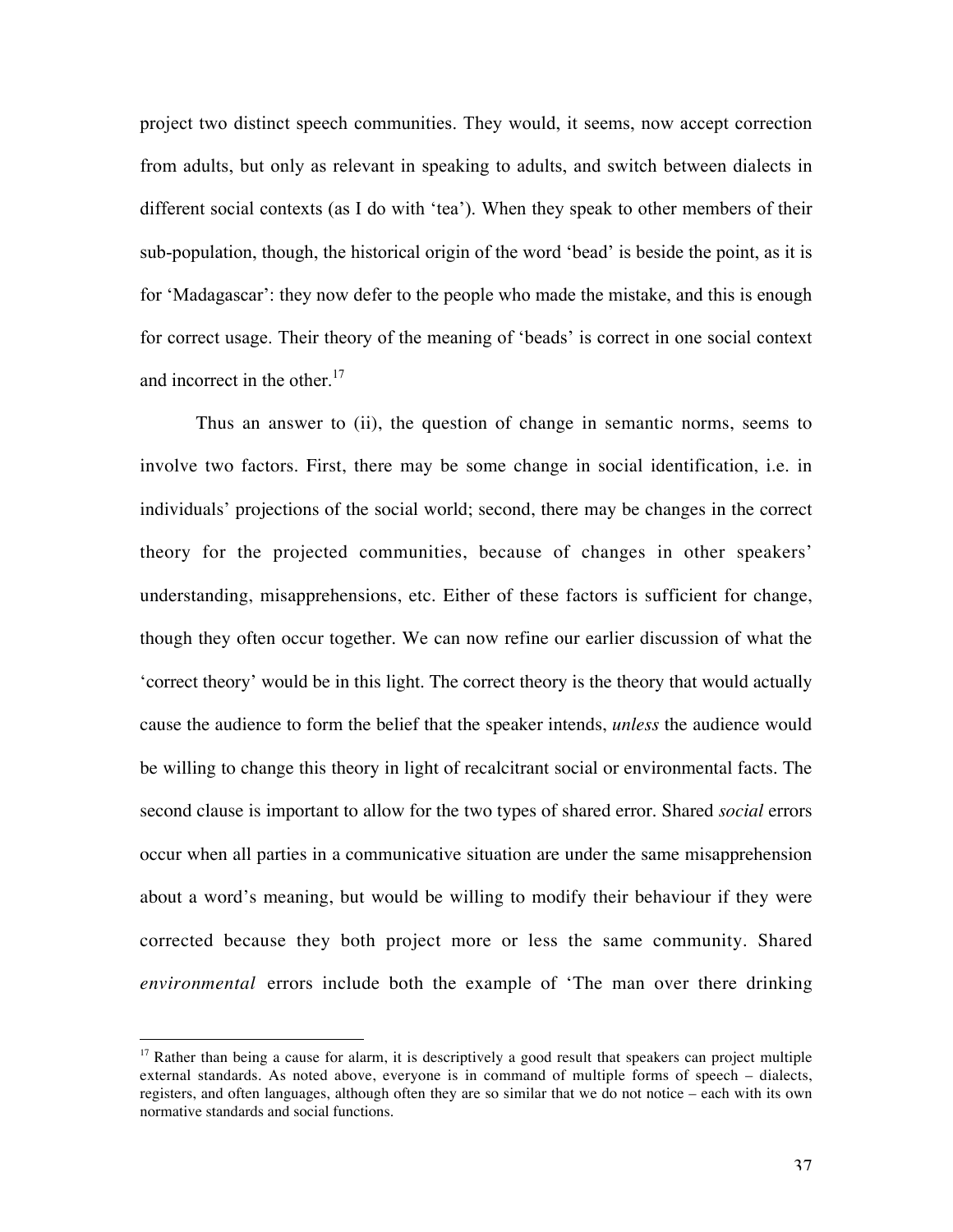project two distinct speech communities. They would, it seems, now accept correction from adults, but only as relevant in speaking to adults, and switch between dialects in different social contexts (as I do with 'tea'). When they speak to other members of their sub-population, though, the historical origin of the word 'bead' is beside the point, as it is for 'Madagascar': they now defer to the people who made the mistake, and this is enough for correct usage. Their theory of the meaning of 'beads' is correct in one social context and incorrect in the other.[17]

Thus an answer to (ii), the question of change in semantic norms, seems to involve two factors. First, there may be some change in social identification, i.e. in individuals' projections of the social world; second, there may be changes in the correct theory for the projected communities, because of changes in other speakers' understanding, misapprehensions, etc. Either of these factors is sufficient for change, though they often occur together. We can now refine our earlier discussion of what the 'correct theory' would be in this light. The correct theory is the theory that would actually cause the audience to form the belief that the speaker intends, *unless* the audience would be willing to change this theory in light of recalcitrant social or environmental facts. The second clause is important to allow for the two types of shared error. Shared *social* errors occur when all parties in a communicative situation are under the same misapprehension about a word's meaning, but would be willing to modify their behaviour if they were corrected because they both project more or less the same community. Shared *environmental* errors include both the example of 'The man over there drinking

---

[17] Rather than being a cause for alarm, it is descriptively a good result that speakers can project multiple external standards. As noted above, everyone is in command of multiple forms of speech – dialects, registers, and often languages, although often they are so similar that we do not notice – each with its own normative standards and social functions.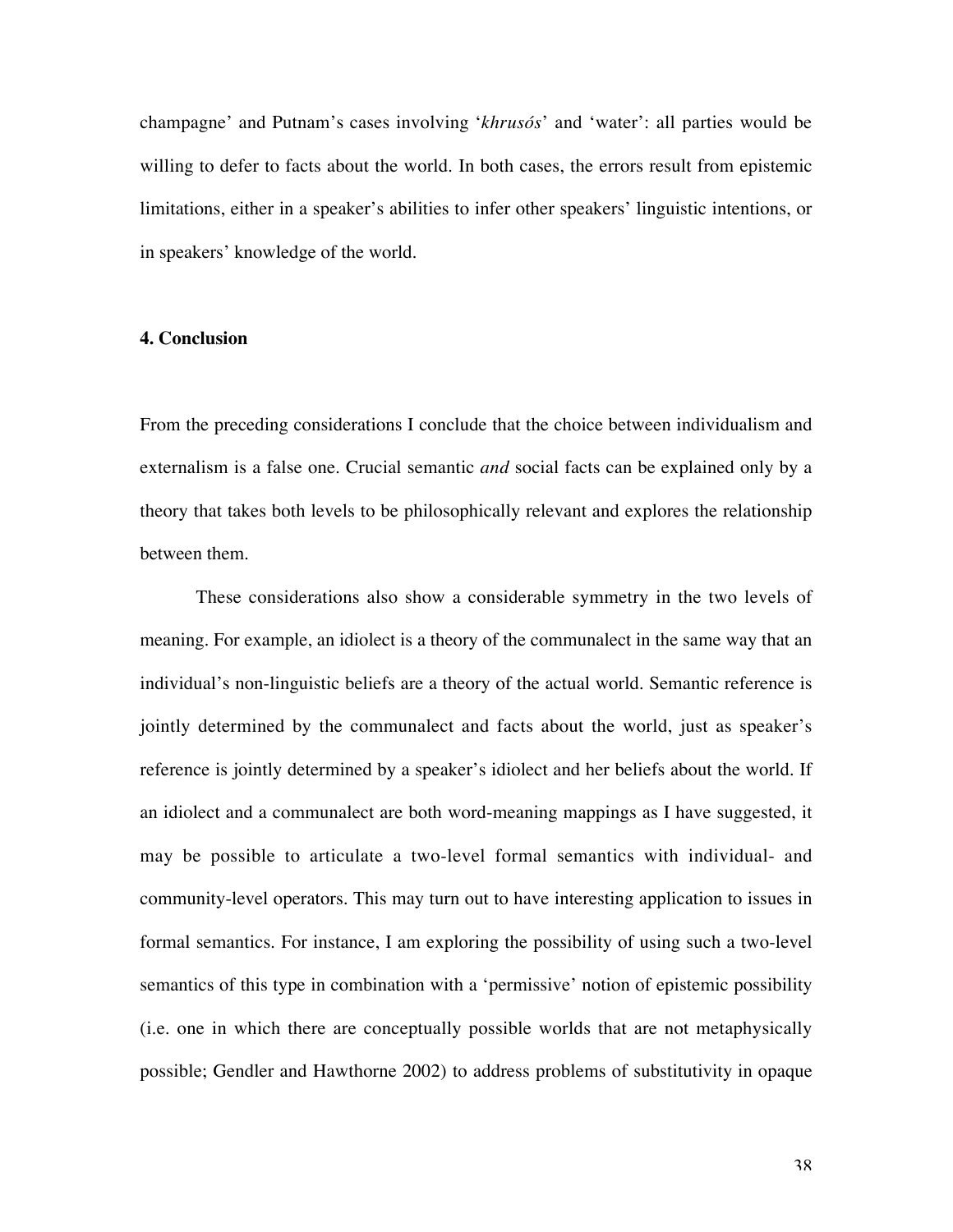champagne' and Putnam's cases involving '*khrusós*' and 'water': all parties would be willing to defer to facts about the world. In both cases, the errors result from epistemic limitations, either in a speaker's abilities to infer other speakers' linguistic intentions, or in speakers' knowledge of the world.

## 4. Conclusion

From the preceding considerations I conclude that the choice between individualism and externalism is a false one. Crucial semantic *and* social facts can be explained only by a theory that takes both levels to be philosophically relevant and explores the relationship between them.

These considerations also show a considerable symmetry in the two levels of meaning. For example, an idiolect is a theory of the communalect in the same way that an individual's non-linguistic beliefs are a theory of the actual world. Semantic reference is jointly determined by the communalect and facts about the world, just as speaker's reference is jointly determined by a speaker's idiolect and her beliefs about the world. If an idiolect and a communalect are both word-meaning mappings as I have suggested, it may be possible to articulate a two-level formal semantics with individual- and community-level operators. This may turn out to have interesting application to issues in formal semantics. For instance, I am exploring the possibility of using such a two-level semantics of this type in combination with a 'permissive' notion of epistemic possibility (i.e. one in which there are conceptually possible worlds that are not metaphysically possible; Gendler and Hawthorne 2002) to address problems of substitutivity in opaque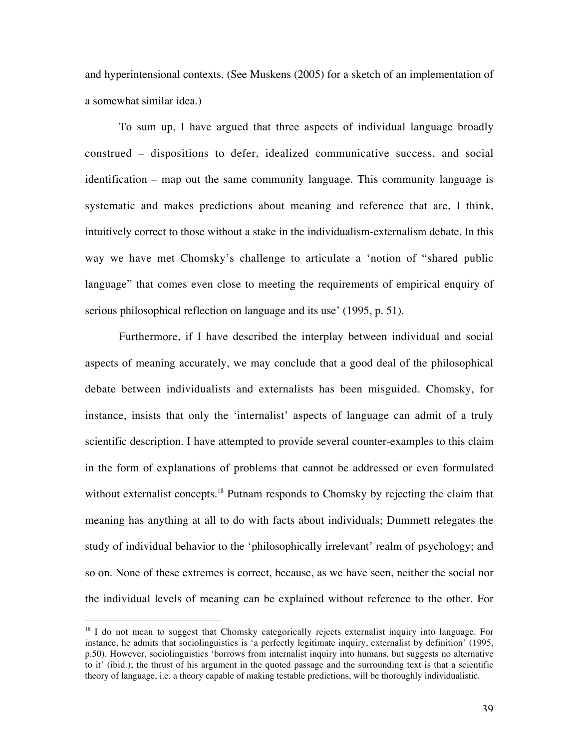and hyperintensional contexts. (See Muskens (2005) for a sketch of an implementation of a somewhat similar idea.)

To sum up, I have argued that three aspects of individual language broadly construed – dispositions to defer, idealized communicative success, and social identification – map out the same community language. This community language is systematic and makes predictions about meaning and reference that are, I think, intuitively correct to those without a stake in the individualism-externalism debate. In this way we have met Chomsky's challenge to articulate a 'notion of "shared public language" that comes even close to meeting the requirements of empirical enquiry of serious philosophical reflection on language and its use' (1995, p. 51).

Furthermore, if I have described the interplay between individual and social aspects of meaning accurately, we may conclude that a good deal of the philosophical debate between individualists and externalists has been misguided. Chomsky, for instance, insists that only the 'internalist' aspects of language can admit of a truly scientific description. I have attempted to provide several counter-examples to this claim in the form of explanations of problems that cannot be addressed or even formulated without externalist concepts.[18] Putnam responds to Chomsky by rejecting the claim that meaning has anything at all to do with facts about individuals; Dummett relegates the study of individual behavior to the 'philosophically irrelevant' realm of psychology; and so on. None of these extremes is correct, because, as we have seen, neither the social nor the individual levels of meaning can be explained without reference to the other. For

---

[18] I do not mean to suggest that Chomsky categorically rejects externalist inquiry into language. For instance, he admits that sociolinguistics is 'a perfectly legitimate inquiry, externalist by definition' (1995, p.50). However, sociolinguistics 'borrows from internalist inquiry into humans, but suggests no alternative to it' (ibid.); the thrust of his argument in the quoted passage and the surrounding text is that a scientific theory of language, i.e. a theory capable of making testable predictions, will be thoroughly individualistic.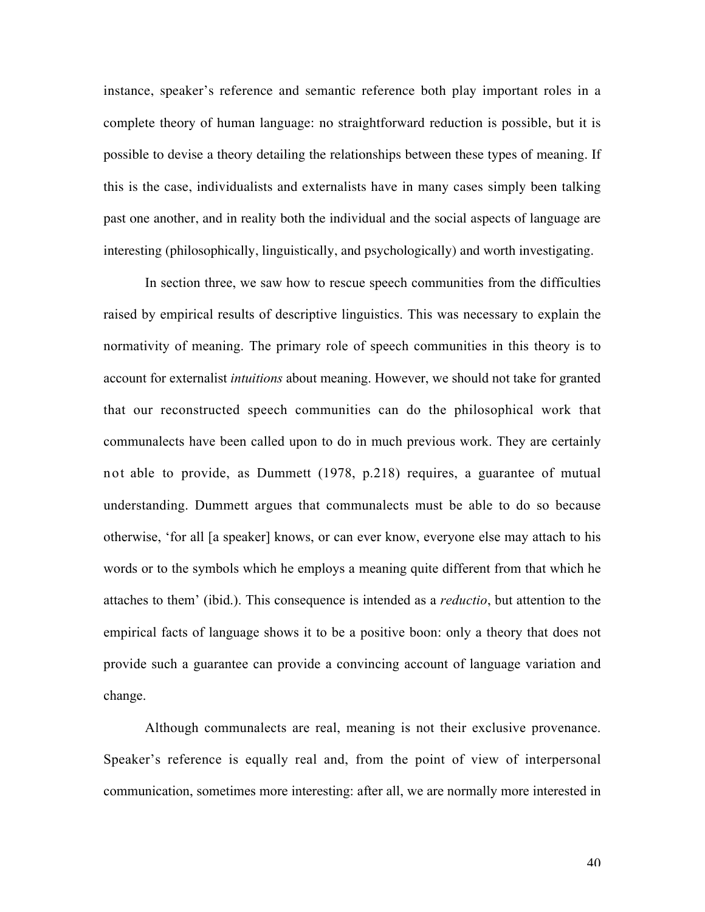instance, speaker's reference and semantic reference both play important roles in a complete theory of human language: no straightforward reduction is possible, but it is possible to devise a theory detailing the relationships between these types of meaning. If this is the case, individualists and externalists have in many cases simply been talking past one another, and in reality both the individual and the social aspects of language are interesting (philosophically, linguistically, and psychologically) and worth investigating.

In section three, we saw how to rescue speech communities from the difficulties raised by empirical results of descriptive linguistics. This was necessary to explain the normativity of meaning. The primary role of speech communities in this theory is to account for externalist *intuitions* about meaning. However, we should not take for granted that our reconstructed speech communities can do the philosophical work that communalects have been called upon to do in much previous work. They are certainly not able to provide, as Dummett (1978, p.218) requires, a guarantee of mutual understanding. Dummett argues that communalects must be able to do so because otherwise, 'for all [a speaker] knows, or can ever know, everyone else may attach to his words or to the symbols which he employs a meaning quite different from that which he attaches to them' (ibid.). This consequence is intended as a *reductio*, but attention to the empirical facts of language shows it to be a positive boon: only a theory that does not provide such a guarantee can provide a convincing account of language variation and change.

Although communalects are real, meaning is not their exclusive provenance. Speaker's reference is equally real and, from the point of view of interpersonal communication, sometimes more interesting: after all, we are normally more interested in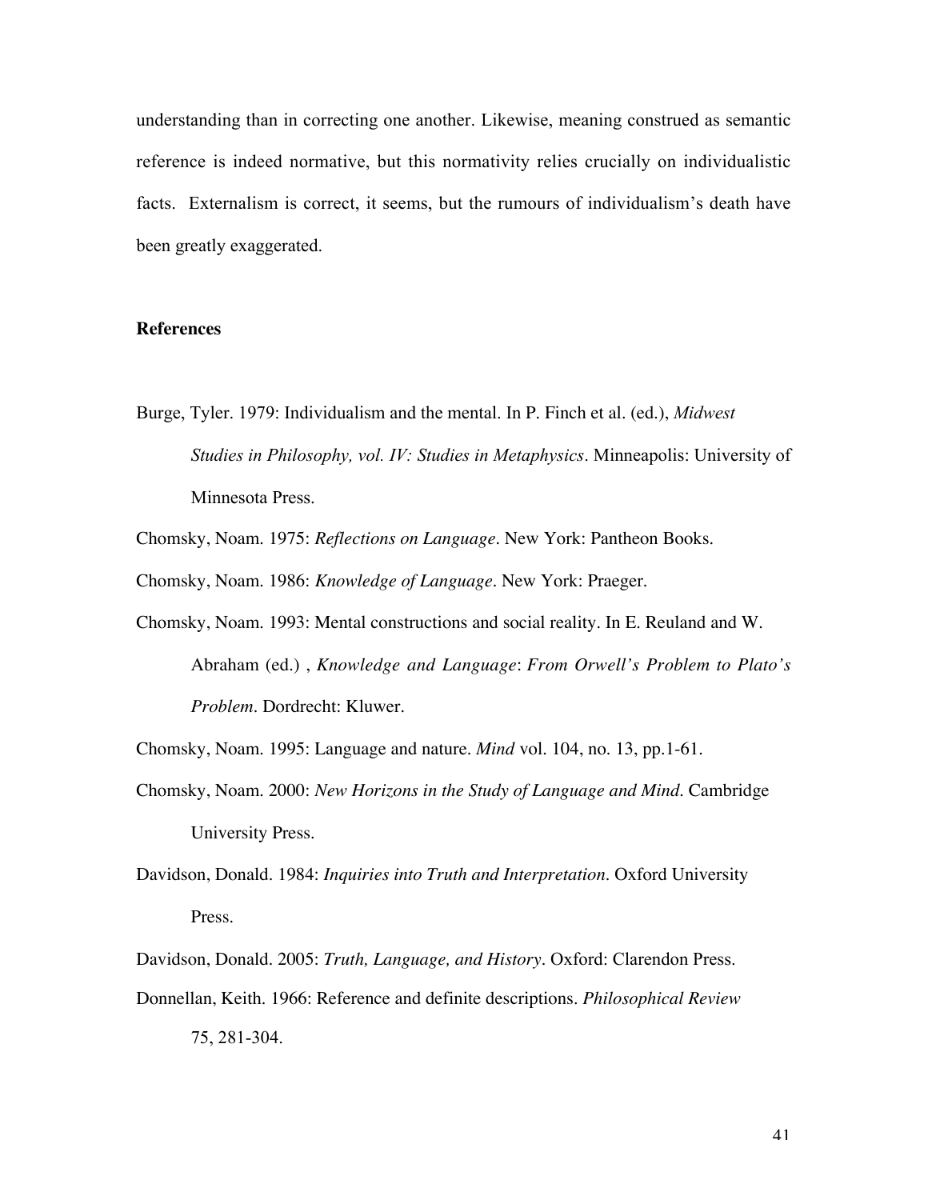understanding than in correcting one another. Likewise, meaning construed as semantic reference is indeed normative, but this normativity relies crucially on individualistic facts. Externalism is correct, it seems, but the rumours of individualism's death have been greatly exaggerated.

## References

Burge, Tyler. 1979: Individualism and the mental. In P. Finch et al. (ed.), *Midwest Studies in Philosophy, vol. IV: Studies in Metaphysics*. Minneapolis: University of Minnesota Press.

Chomsky, Noam. 1975: *Reflections on Language*. New York: Pantheon Books.

Chomsky, Noam. 1986: *Knowledge of Language*. New York: Praeger.

Chomsky, Noam. 1993: Mental constructions and social reality. In E. Reuland and W. Abraham (ed.) , *Knowledge and Language*: *From Orwell's Problem to Plato's Problem*. Dordrecht: Kluwer.

Chomsky, Noam. 1995: Language and nature. *Mind* vol. 104, no. 13, pp.1-61.

Chomsky, Noam. 2000: *New Horizons in the Study of Language and Mind*. Cambridge University Press.

Davidson, Donald. 1984: *Inquiries into Truth and Interpretation*. Oxford University Press.

Davidson, Donald. 2005: *Truth, Language, and History*. Oxford: Clarendon Press.

Donnellan, Keith. 1966: Reference and definite descriptions. *Philosophical Review* 75, 281-304.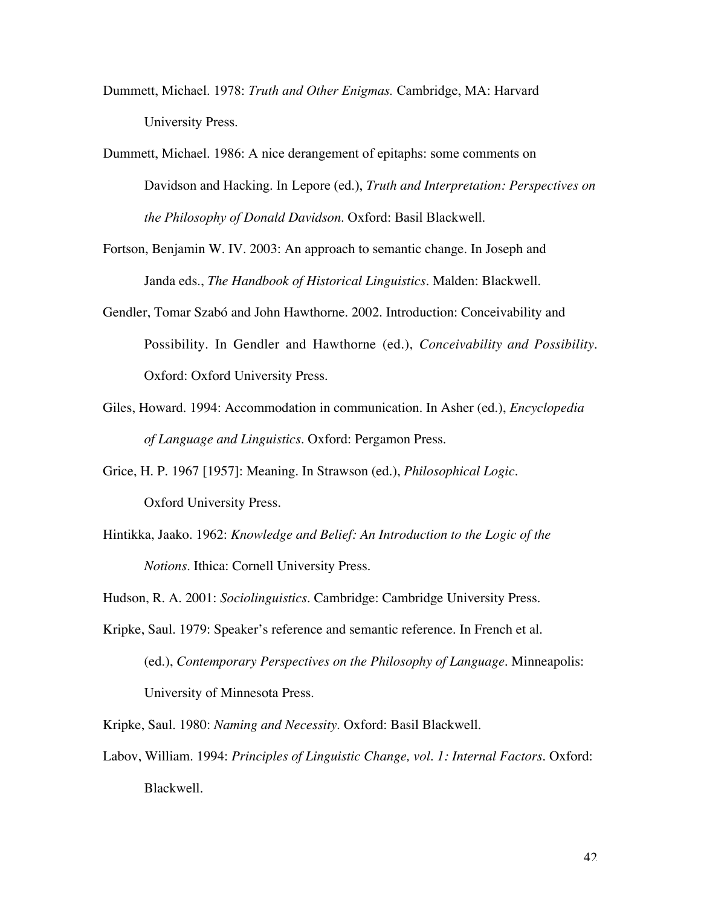Dummett, Michael. 1978: *Truth and Other Enigmas.* Cambridge, MA: Harvard University Press.

Dummett, Michael. 1986: A nice derangement of epitaphs: some comments on Davidson and Hacking. In Lepore (ed.), *Truth and Interpretation: Perspectives on the Philosophy of Donald Davidson*. Oxford: Basil Blackwell.

Fortson, Benjamin W. IV. 2003: An approach to semantic change. In Joseph and Janda eds., *The Handbook of Historical Linguistics*. Malden: Blackwell.

Gendler, Tomar Szabó and John Hawthorne. 2002. Introduction: Conceivability and Possibility. In Gendler and Hawthorne (ed.), *Conceivability and Possibility*. Oxford: Oxford University Press.

Giles, Howard. 1994: Accommodation in communication. In Asher (ed.), *Encyclopedia of Language and Linguistics*. Oxford: Pergamon Press.

Grice, H. P. 1967 [1957]: Meaning. In Strawson (ed.), *Philosophical Logic*. Oxford University Press.

Hintikka, Jaako. 1962: *Knowledge and Belief: An Introduction to the Logic of the Notions*. Ithica: Cornell University Press.

Hudson, R. A. 2001: *Sociolinguistics*. Cambridge: Cambridge University Press.

Kripke, Saul. 1979: Speaker's reference and semantic reference. In French et al. (ed.), *Contemporary Perspectives on the Philosophy of Language*. Minneapolis: University of Minnesota Press.

Kripke, Saul. 1980: *Naming and Necessity*. Oxford: Basil Blackwell.

Labov, William. 1994: *Principles of Linguistic Change, vol. 1: Internal Factors*. Oxford: Blackwell.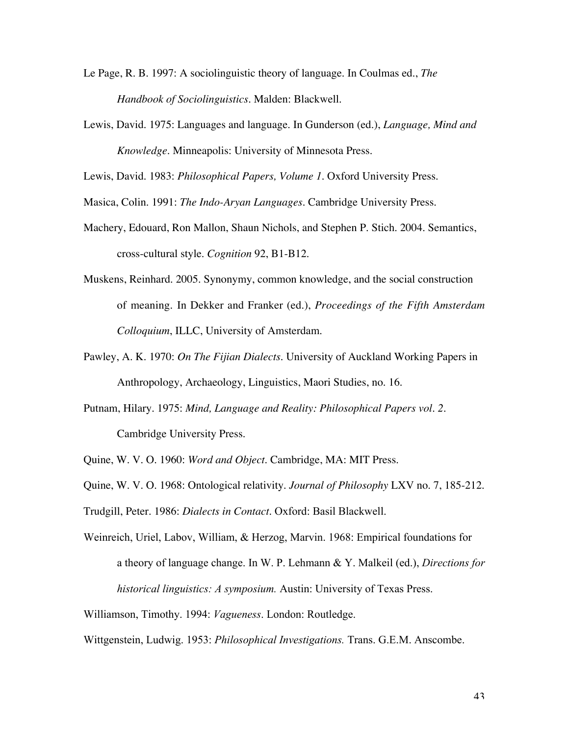Le Page, R. B. 1997: A sociolinguistic theory of language. In Coulmas ed., *The Handbook of Sociolinguistics*. Malden: Blackwell.

Lewis, David. 1975: Languages and language. In Gunderson (ed.), *Language, Mind and Knowledge*. Minneapolis: University of Minnesota Press.

Lewis, David. 1983: *Philosophical Papers, Volume 1*. Oxford University Press.

Masica, Colin. 1991: *The Indo-Aryan Languages*. Cambridge University Press.

Machery, Edouard, Ron Mallon, Shaun Nichols, and Stephen P. Stich. 2004. Semantics, cross-cultural style. *Cognition* 92, B1-B12.

Muskens, Reinhard. 2005. Synonymy, common knowledge, and the social construction of meaning. In Dekker and Franker (ed.), *Proceedings of the Fifth Amsterdam Colloquium*, ILLC, University of Amsterdam.

Pawley, A. K. 1970: *On The Fijian Dialects*. University of Auckland Working Papers in Anthropology, Archaeology, Linguistics, Maori Studies, no. 16.

Putnam, Hilary. 1975: *Mind, Language and Reality: Philosophical Papers vol. 2*. Cambridge University Press.

Quine, W. V. O. 1960: *Word and Object*. Cambridge, MA: MIT Press.

Quine, W. V. O. 1968: Ontological relativity. *Journal of Philosophy* LXV no. 7, 185-212.

Trudgill, Peter. 1986: *Dialects in Contact*. Oxford: Basil Blackwell.

Weinreich, Uriel, Labov, William, & Herzog, Marvin. 1968: Empirical foundations for a theory of language change. In W. P. Lehmann & Y. Malkeil (ed.), *Directions for historical linguistics: A symposium.* Austin: University of Texas Press.

Williamson, Timothy. 1994: *Vagueness*. London: Routledge.

Wittgenstein, Ludwig. 1953: *Philosophical Investigations.* Trans. G.E.M. Anscombe.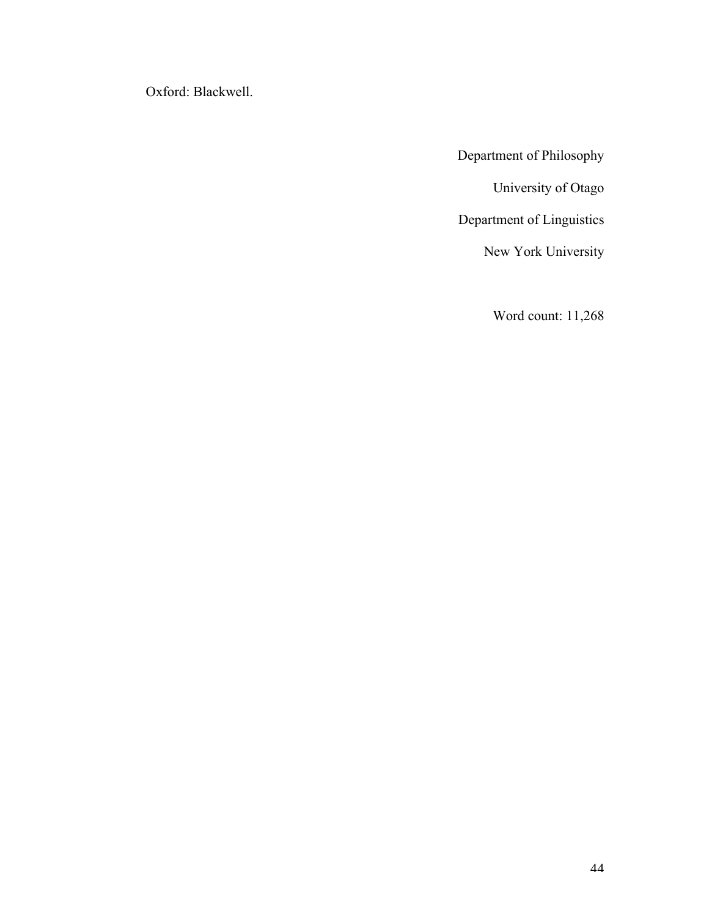Oxford: Blackwell.

Department of Philosophy

University of Otago

Department of Linguistics

New York University

Word count: 11,268